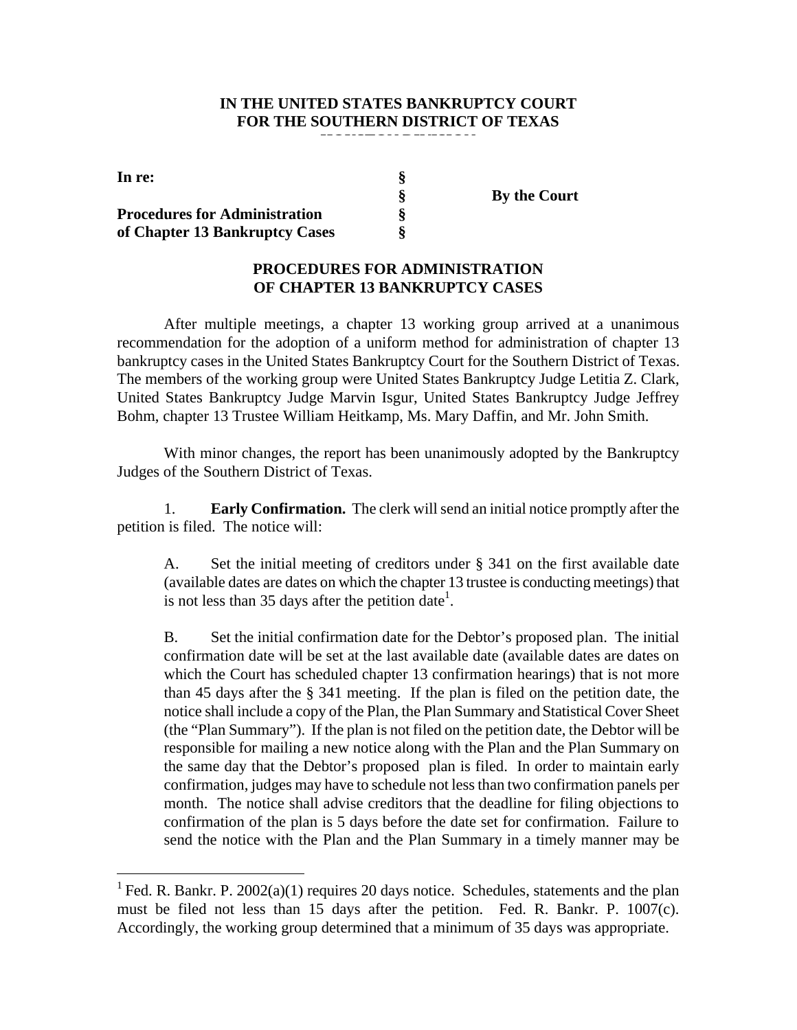**IN THE UNITED STATES BANKRUPTCY COURT**
**FOR THE SOUTHERN DISTRICT OF TEXAS**

| | | |
|---|---|---|
| **In re:** | **§** | |
| | **§** | **By the Court** |
| **Procedures for Administration** | **§** | |
| **of Chapter 13 Bankruptcy Cases** | **§** | |

**PROCEDURES FOR ADMINISTRATION**
**OF CHAPTER 13 BANKRUPTCY CASES**

After multiple meetings, a chapter 13 working group arrived at a unanimous recommendation for the adoption of a uniform method for administration of chapter 13 bankruptcy cases in the United States Bankruptcy Court for the Southern District of Texas. The members of the working group were United States Bankruptcy Judge Letitia Z. Clark, United States Bankruptcy Judge Marvin Isgur, United States Bankruptcy Judge Jeffrey Bohm, chapter 13 Trustee William Heitkamp, Ms. Mary Daffin, and Mr. John Smith.

With minor changes, the report has been unanimously adopted by the Bankruptcy Judges of the Southern District of Texas.

1. **Early Confirmation.** The clerk will send an initial notice promptly after the petition is filed. The notice will:

A. Set the initial meeting of creditors under § 341 on the first available date (available dates are dates on which the chapter 13 trustee is conducting meetings) that is not less than 35 days after the petition date[1].

B. Set the initial confirmation date for the Debtor's proposed plan. The initial confirmation date will be set at the last available date (available dates are dates on which the Court has scheduled chapter 13 confirmation hearings) that is not more than 45 days after the § 341 meeting. If the plan is filed on the petition date, the notice shall include a copy of the Plan, the Plan Summary and Statistical Cover Sheet (the "Plan Summary"). If the plan is not filed on the petition date, the Debtor will be responsible for mailing a new notice along with the Plan and the Plan Summary on the same day that the Debtor's proposed plan is filed. In order to maintain early confirmation, judges may have to schedule not less than two confirmation panels per month. The notice shall advise creditors that the deadline for filing objections to confirmation of the plan is 5 days before the date set for confirmation. Failure to send the notice with the Plan and the Plan Summary in a timely manner may be

[1] Fed. R. Bankr. P. 2002(a)(1) requires 20 days notice. Schedules, statements and the plan must be filed not less than 15 days after the petition. Fed. R. Bankr. P. 1007(c). Accordingly, the working group determined that a minimum of 35 days was appropriate.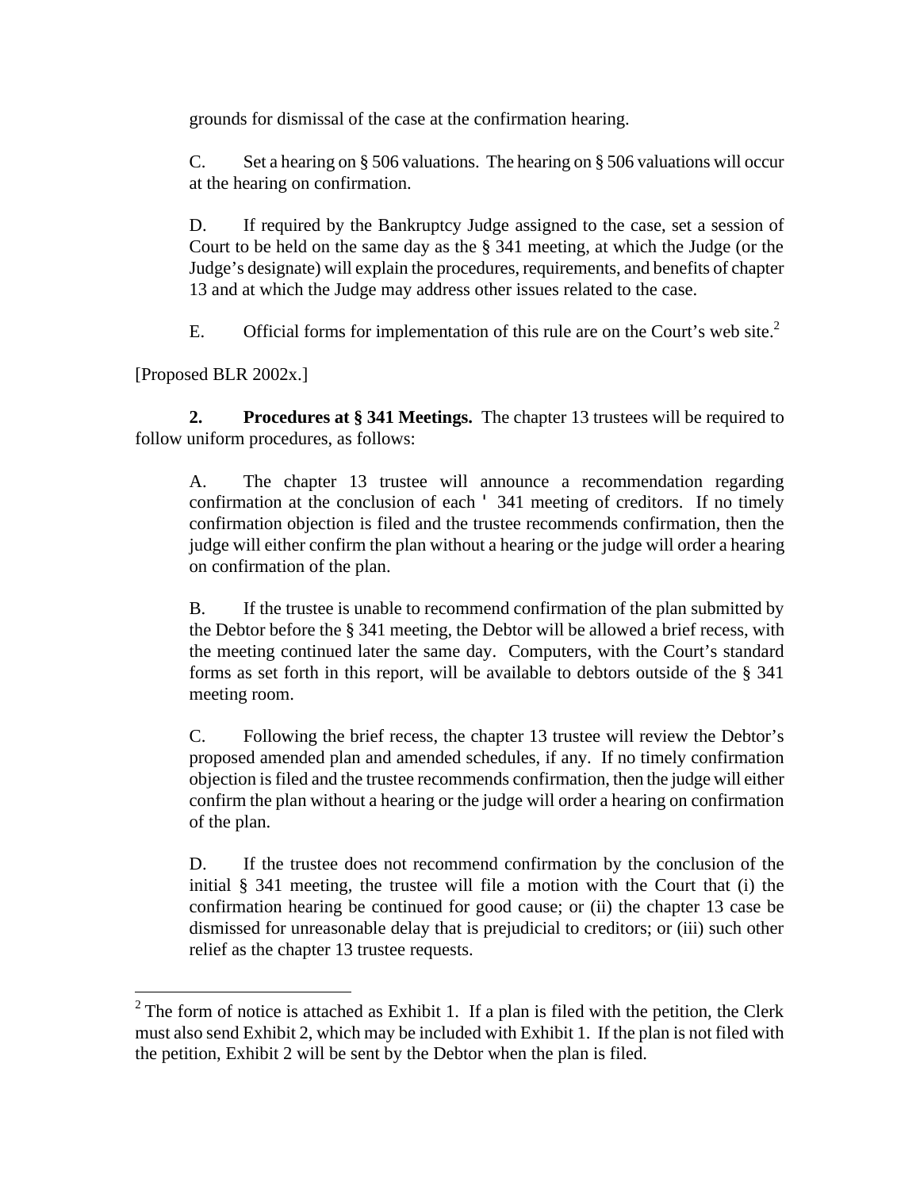grounds for dismissal of the case at the confirmation hearing.

C. Set a hearing on § 506 valuations. The hearing on § 506 valuations will occur at the hearing on confirmation.

D. If required by the Bankruptcy Judge assigned to the case, set a session of Court to be held on the same day as the § 341 meeting, at which the Judge (or the Judge's designate) will explain the procedures, requirements, and benefits of chapter 13 and at which the Judge may address other issues related to the case.

E. Official forms for implementation of this rule are on the Court's web site.[2]

[Proposed BLR 2002x.]

**2. Procedures at § 341 Meetings.** The chapter 13 trustees will be required to follow uniform procedures, as follows:

A. The chapter 13 trustee will announce a recommendation regarding confirmation at the conclusion of each ' 341 meeting of creditors. If no timely confirmation objection is filed and the trustee recommends confirmation, then the judge will either confirm the plan without a hearing or the judge will order a hearing on confirmation of the plan.

B. If the trustee is unable to recommend confirmation of the plan submitted by the Debtor before the § 341 meeting, the Debtor will be allowed a brief recess, with the meeting continued later the same day. Computers, with the Court's standard forms as set forth in this report, will be available to debtors outside of the § 341 meeting room.

C. Following the brief recess, the chapter 13 trustee will review the Debtor's proposed amended plan and amended schedules, if any. If no timely confirmation objection is filed and the trustee recommends confirmation, then the judge will either confirm the plan without a hearing or the judge will order a hearing on confirmation of the plan.

D. If the trustee does not recommend confirmation by the conclusion of the initial § 341 meeting, the trustee will file a motion with the Court that (i) the confirmation hearing be continued for good cause; or (ii) the chapter 13 case be dismissed for unreasonable delay that is prejudicial to creditors; or (iii) such other relief as the chapter 13 trustee requests.

---

[2] The form of notice is attached as Exhibit 1. If a plan is filed with the petition, the Clerk must also send Exhibit 2, which may be included with Exhibit 1. If the plan is not filed with the petition, Exhibit 2 will be sent by the Debtor when the plan is filed.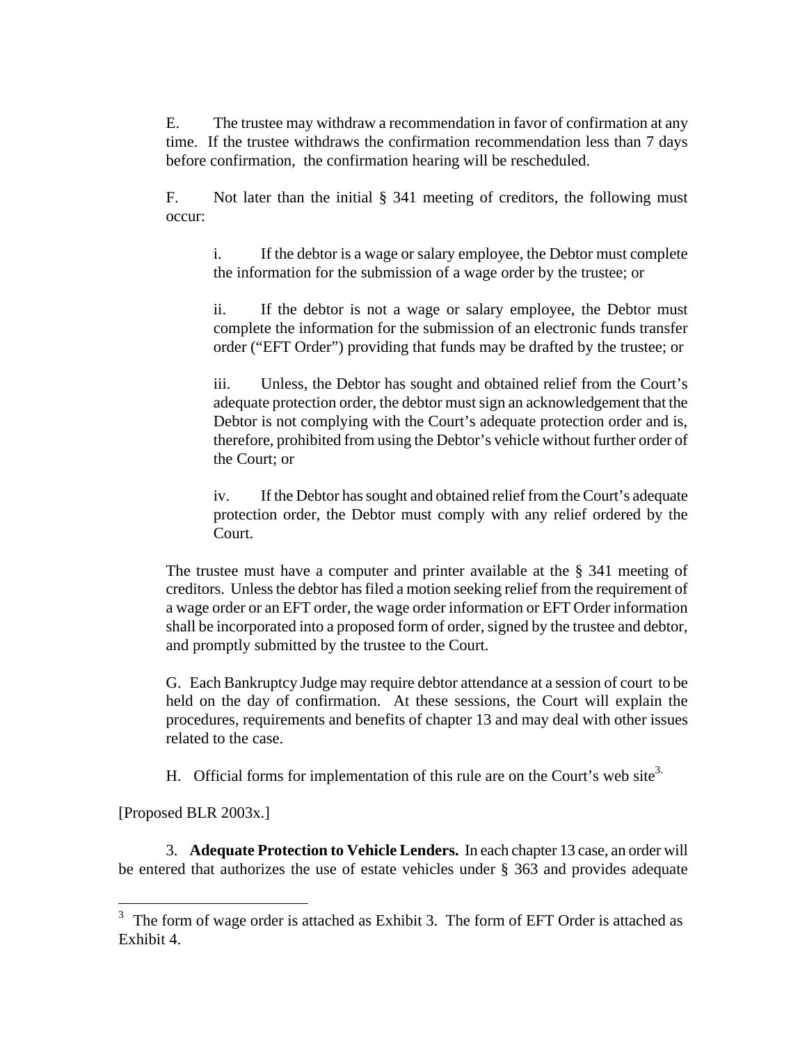E. The trustee may withdraw a recommendation in favor of confirmation at any time. If the trustee withdraws the confirmation recommendation less than 7 days before confirmation, the confirmation hearing will be rescheduled.

F. Not later than the initial § 341 meeting of creditors, the following must occur:

> i. If the debtor is a wage or salary employee, the Debtor must complete the information for the submission of a wage order by the trustee; or
>
> ii. If the debtor is not a wage or salary employee, the Debtor must complete the information for the submission of an electronic funds transfer order ("EFT Order") providing that funds may be drafted by the trustee; or
>
> iii. Unless, the Debtor has sought and obtained relief from the Court's adequate protection order, the debtor must sign an acknowledgement that the Debtor is not complying with the Court's adequate protection order and is, therefore, prohibited from using the Debtor's vehicle without further order of the Court; or
>
> iv. If the Debtor has sought and obtained relief from the Court's adequate protection order, the Debtor must comply with any relief ordered by the Court.

The trustee must have a computer and printer available at the § 341 meeting of creditors. Unless the debtor has filed a motion seeking relief from the requirement of a wage order or an EFT order, the wage order information or EFT Order information shall be incorporated into a proposed form of order, signed by the trustee and debtor, and promptly submitted by the trustee to the Court.

G. Each Bankruptcy Judge may require debtor attendance at a session of court to be held on the day of confirmation. At these sessions, the Court will explain the procedures, requirements and benefits of chapter 13 and may deal with other issues related to the case.

H. Official forms for implementation of this rule are on the Court's web site[3].

[Proposed BLR 2003x.]

3. **Adequate Protection to Vehicle Lenders.** In each chapter 13 case, an order will be entered that authorizes the use of estate vehicles under § 363 and provides adequate

---

[3] The form of wage order is attached as Exhibit 3. The form of EFT Order is attached as Exhibit 4.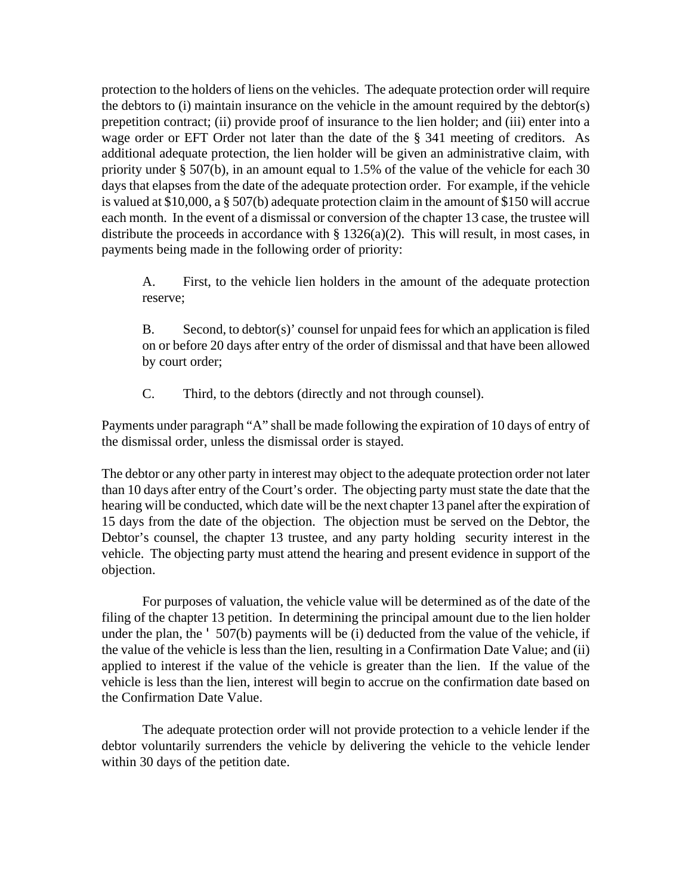protection to the holders of liens on the vehicles. The adequate protection order will require the debtors to (i) maintain insurance on the vehicle in the amount required by the debtor(s) prepetition contract; (ii) provide proof of insurance to the lien holder; and (iii) enter into a wage order or EFT Order not later than the date of the § 341 meeting of creditors. As additional adequate protection, the lien holder will be given an administrative claim, with priority under § 507(b), in an amount equal to 1.5% of the value of the vehicle for each 30 days that elapses from the date of the adequate protection order. For example, if the vehicle is valued at $10,000, a § 507(b) adequate protection claim in the amount of $150 will accrue each month. In the event of a dismissal or conversion of the chapter 13 case, the trustee will distribute the proceeds in accordance with § 1326(a)(2). This will result, in most cases, in payments being made in the following order of priority:

> A. First, to the vehicle lien holders in the amount of the adequate protection reserve;
>
> B. Second, to debtor(s)' counsel for unpaid fees for which an application is filed on or before 20 days after entry of the order of dismissal and that have been allowed by court order;
>
> C. Third, to the debtors (directly and not through counsel).

Payments under paragraph "A" shall be made following the expiration of 10 days of entry of the dismissal order, unless the dismissal order is stayed.

The debtor or any other party in interest may object to the adequate protection order not later than 10 days after entry of the Court's order. The objecting party must state the date that the hearing will be conducted, which date will be the next chapter 13 panel after the expiration of 15 days from the date of the objection. The objection must be served on the Debtor, the Debtor's counsel, the chapter 13 trustee, and any party holding security interest in the vehicle. The objecting party must attend the hearing and present evidence in support of the objection.

For purposes of valuation, the vehicle value will be determined as of the date of the filing of the chapter 13 petition. In determining the principal amount due to the lien holder under the plan, the ' 507(b) payments will be (i) deducted from the value of the vehicle, if the value of the vehicle is less than the lien, resulting in a Confirmation Date Value; and (ii) applied to interest if the value of the vehicle is greater than the lien. If the value of the vehicle is less than the lien, interest will begin to accrue on the confirmation date based on the Confirmation Date Value.

The adequate protection order will not provide protection to a vehicle lender if the debtor voluntarily surrenders the vehicle by delivering the vehicle to the vehicle lender within 30 days of the petition date.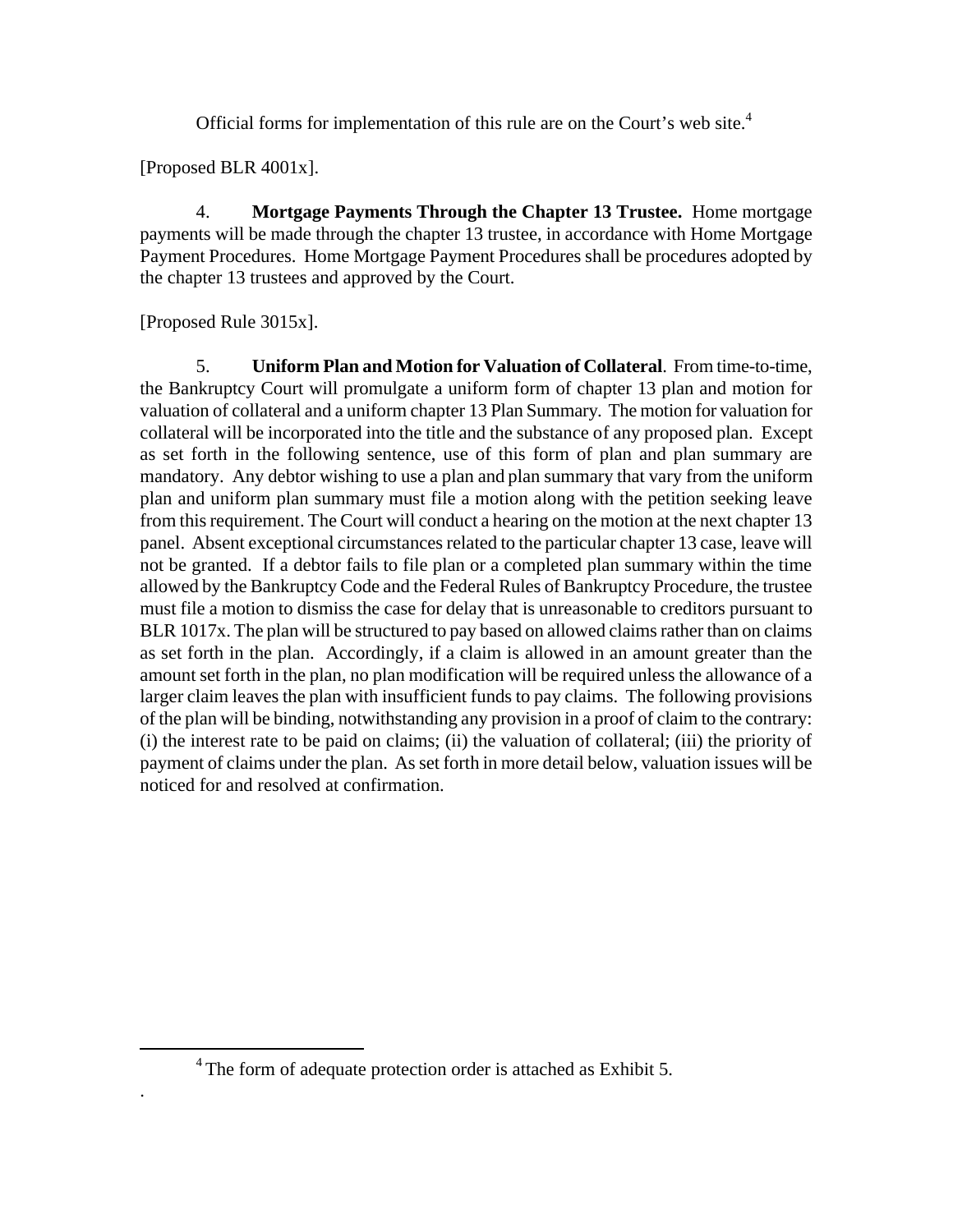Official forms for implementation of this rule are on the Court's web site.[4]

[Proposed BLR 4001x].

4. **Mortgage Payments Through the Chapter 13 Trustee.** Home mortgage payments will be made through the chapter 13 trustee, in accordance with Home Mortgage Payment Procedures. Home Mortgage Payment Procedures shall be procedures adopted by the chapter 13 trustees and approved by the Court.

[Proposed Rule 3015x].

5. **Uniform Plan and Motion for Valuation of Collateral**. From time-to-time, the Bankruptcy Court will promulgate a uniform form of chapter 13 plan and motion for valuation of collateral and a uniform chapter 13 Plan Summary. The motion for valuation for collateral will be incorporated into the title and the substance of any proposed plan. Except as set forth in the following sentence, use of this form of plan and plan summary are mandatory. Any debtor wishing to use a plan and plan summary that vary from the uniform plan and uniform plan summary must file a motion along with the petition seeking leave from this requirement. The Court will conduct a hearing on the motion at the next chapter 13 panel. Absent exceptional circumstances related to the particular chapter 13 case, leave will not be granted. If a debtor fails to file plan or a completed plan summary within the time allowed by the Bankruptcy Code and the Federal Rules of Bankruptcy Procedure, the trustee must file a motion to dismiss the case for delay that is unreasonable to creditors pursuant to BLR 1017x. The plan will be structured to pay based on allowed claims rather than on claims as set forth in the plan. Accordingly, if a claim is allowed in an amount greater than the amount set forth in the plan, no plan modification will be required unless the allowance of a larger claim leaves the plan with insufficient funds to pay claims. The following provisions of the plan will be binding, notwithstanding any provision in a proof of claim to the contrary: (i) the interest rate to be paid on claims; (ii) the valuation of collateral; (iii) the priority of payment of claims under the plan. As set forth in more detail below, valuation issues will be noticed for and resolved at confirmation.

[4] The form of adequate protection order is attached as Exhibit 5.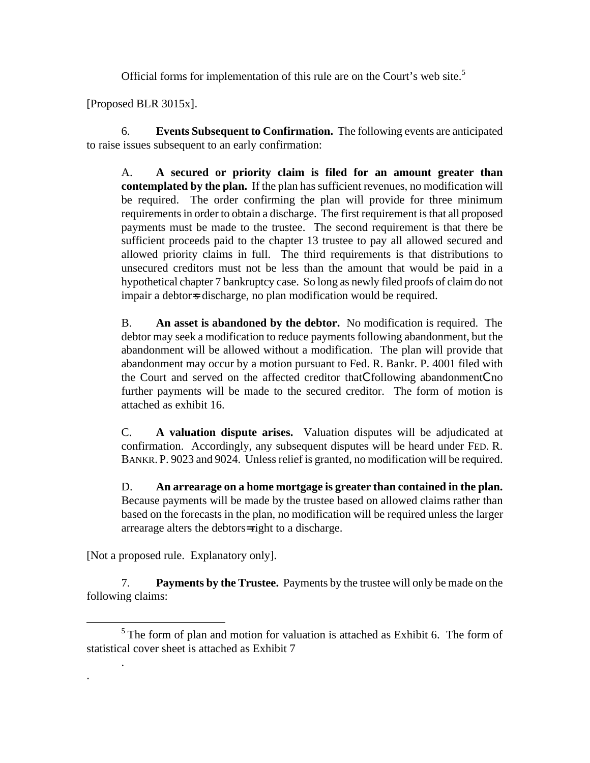Official forms for implementation of this rule are on the Court's web site.[5]

[Proposed BLR 3015x].

6. **Events Subsequent to Confirmation.** The following events are anticipated to raise issues subsequent to an early confirmation:

> A. **A secured or priority claim is filed for an amount greater than contemplated by the plan.** If the plan has sufficient revenues, no modification will be required. The order confirming the plan will provide for three minimum requirements in order to obtain a discharge. The first requirement is that all proposed payments must be made to the trustee. The second requirement is that there be sufficient proceeds paid to the chapter 13 trustee to pay all allowed secured and allowed priority claims in full. The third requirements is that distributions to unsecured creditors must not be less than the amount that would be paid in a hypothetical chapter 7 bankruptcy case. So long as newly filed proofs of claim do not impair a debtor=s discharge, no plan modification would be required.
>
> B. **An asset is abandoned by the debtor.** No modification is required. The debtor may seek a modification to reduce payments following abandonment, but the abandonment will be allowed without a modification. The plan will provide that abandonment may occur by a motion pursuant to Fed. R. Bankr. P. 4001 filed with the Court and served on the affected creditor thatCfollowing abandonmentCno further payments will be made to the secured creditor. The form of motion is attached as exhibit 16.
>
> C. **A valuation dispute arises.** Valuation disputes will be adjudicated at confirmation. Accordingly, any subsequent disputes will be heard under FED. R. BANKR. P. 9023 and 9024. Unless relief is granted, no modification will be required.
>
> D. **An arrearage on a home mortgage is greater than contained in the plan.** Because payments will be made by the trustee based on allowed claims rather than based on the forecasts in the plan, no modification will be required unless the larger arrearage alters the debtors=right to a discharge.

[Not a proposed rule. Explanatory only].

7. **Payments by the Trustee.** Payments by the trustee will only be made on the following claims:

---

[5] The form of plan and motion for valuation is attached as Exhibit 6. The form of statistical cover sheet is attached as Exhibit 7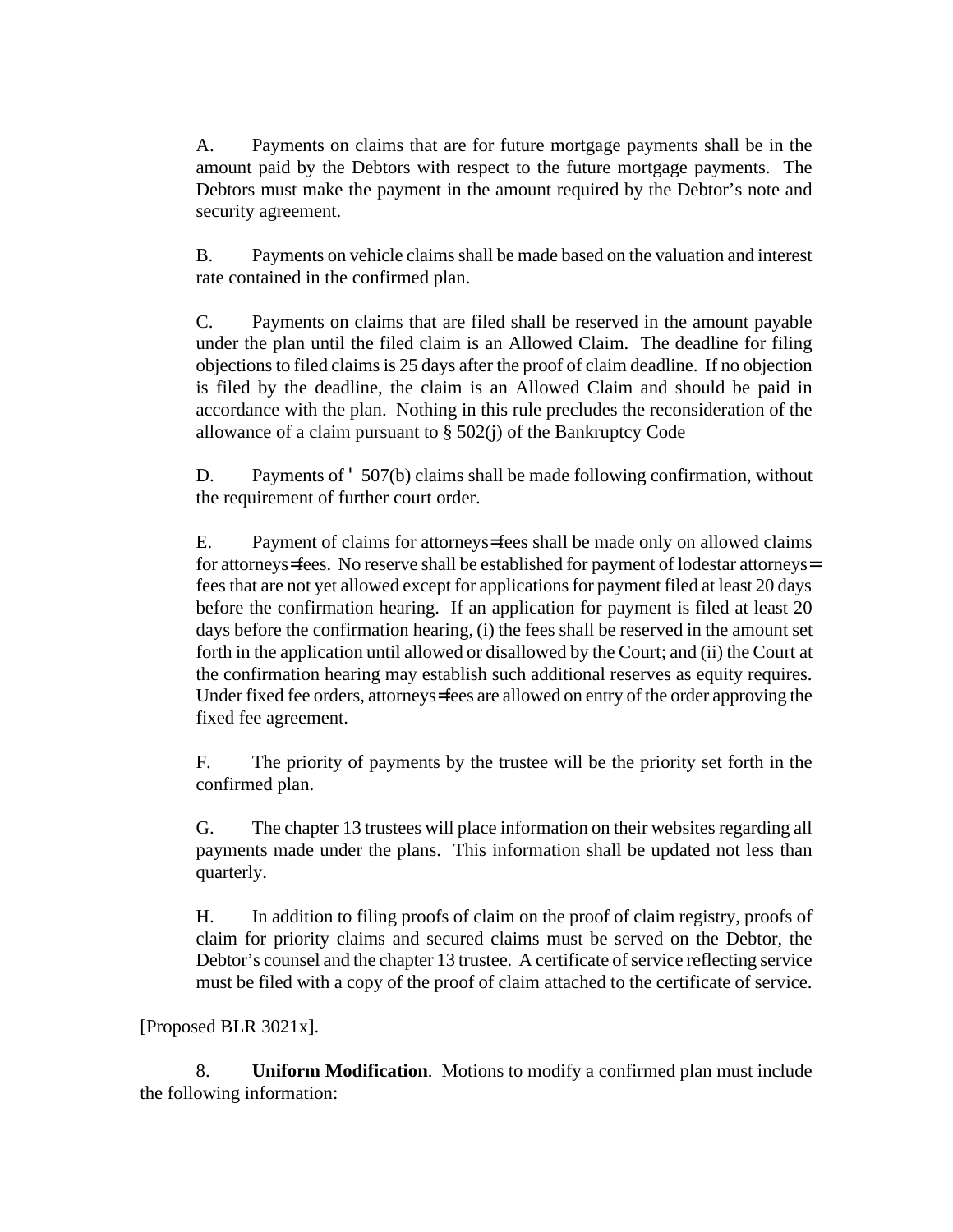A. Payments on claims that are for future mortgage payments shall be in the amount paid by the Debtors with respect to the future mortgage payments. The Debtors must make the payment in the amount required by the Debtor's note and security agreement.

B. Payments on vehicle claims shall be made based on the valuation and interest rate contained in the confirmed plan.

C. Payments on claims that are filed shall be reserved in the amount payable under the plan until the filed claim is an Allowed Claim. The deadline for filing objections to filed claims is 25 days after the proof of claim deadline. If no objection is filed by the deadline, the claim is an Allowed Claim and should be paid in accordance with the plan. Nothing in this rule precludes the reconsideration of the allowance of a claim pursuant to § 502(j) of the Bankruptcy Code

D. Payments of ' 507(b) claims shall be made following confirmation, without the requirement of further court order.

E. Payment of claims for attorneys=fees shall be made only on allowed claims for attorneys=fees. No reserve shall be established for payment of lodestar attorneys= fees that are not yet allowed except for applications for payment filed at least 20 days before the confirmation hearing. If an application for payment is filed at least 20 days before the confirmation hearing, (i) the fees shall be reserved in the amount set forth in the application until allowed or disallowed by the Court; and (ii) the Court at the confirmation hearing may establish such additional reserves as equity requires. Under fixed fee orders, attorneys=fees are allowed on entry of the order approving the fixed fee agreement.

F. The priority of payments by the trustee will be the priority set forth in the confirmed plan.

G. The chapter 13 trustees will place information on their websites regarding all payments made under the plans. This information shall be updated not less than quarterly.

H. In addition to filing proofs of claim on the proof of claim registry, proofs of claim for priority claims and secured claims must be served on the Debtor, the Debtor's counsel and the chapter 13 trustee. A certificate of service reflecting service must be filed with a copy of the proof of claim attached to the certificate of service.

[Proposed BLR 3021x].

8. **Uniform Modification**. Motions to modify a confirmed plan must include the following information: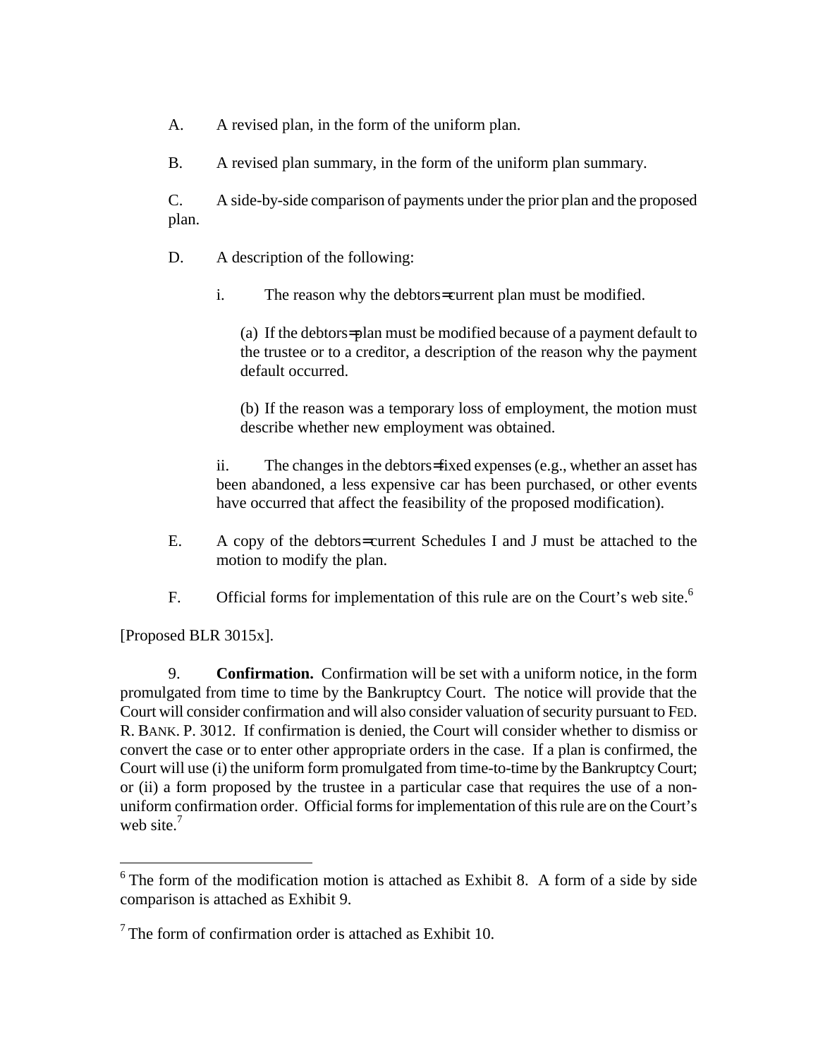A. A revised plan, in the form of the uniform plan.

B. A revised plan summary, in the form of the uniform plan summary.

C. A side-by-side comparison of payments under the prior plan and the proposed plan.

D. A description of the following:

   i. The reason why the debtors=current plan must be modified.

      (a) If the debtors=plan must be modified because of a payment default to the trustee or to a creditor, a description of the reason why the payment default occurred.

      (b) If the reason was a temporary loss of employment, the motion must describe whether new employment was obtained.

   ii. The changes in the debtors=fixed expenses (e.g., whether an asset has been abandoned, a less expensive car has been purchased, or other events have occurred that affect the feasibility of the proposed modification).

E. A copy of the debtors=current Schedules I and J must be attached to the motion to modify the plan.

F. Official forms for implementation of this rule are on the Court's web site.[6]

[Proposed BLR 3015x].

9. **Confirmation.** Confirmation will be set with a uniform notice, in the form promulgated from time to time by the Bankruptcy Court. The notice will provide that the Court will consider confirmation and will also consider valuation of security pursuant to FED. R. BANK. P. 3012. If confirmation is denied, the Court will consider whether to dismiss or convert the case or to enter other appropriate orders in the case. If a plan is confirmed, the Court will use (i) the uniform form promulgated from time-to-time by the Bankruptcy Court; or (ii) a form proposed by the trustee in a particular case that requires the use of a non-uniform confirmation order. Official forms for implementation of this rule are on the Court's web site.[7]

---

[6] The form of the modification motion is attached as Exhibit 8. A form of a side by side comparison is attached as Exhibit 9.

[7] The form of confirmation order is attached as Exhibit 10.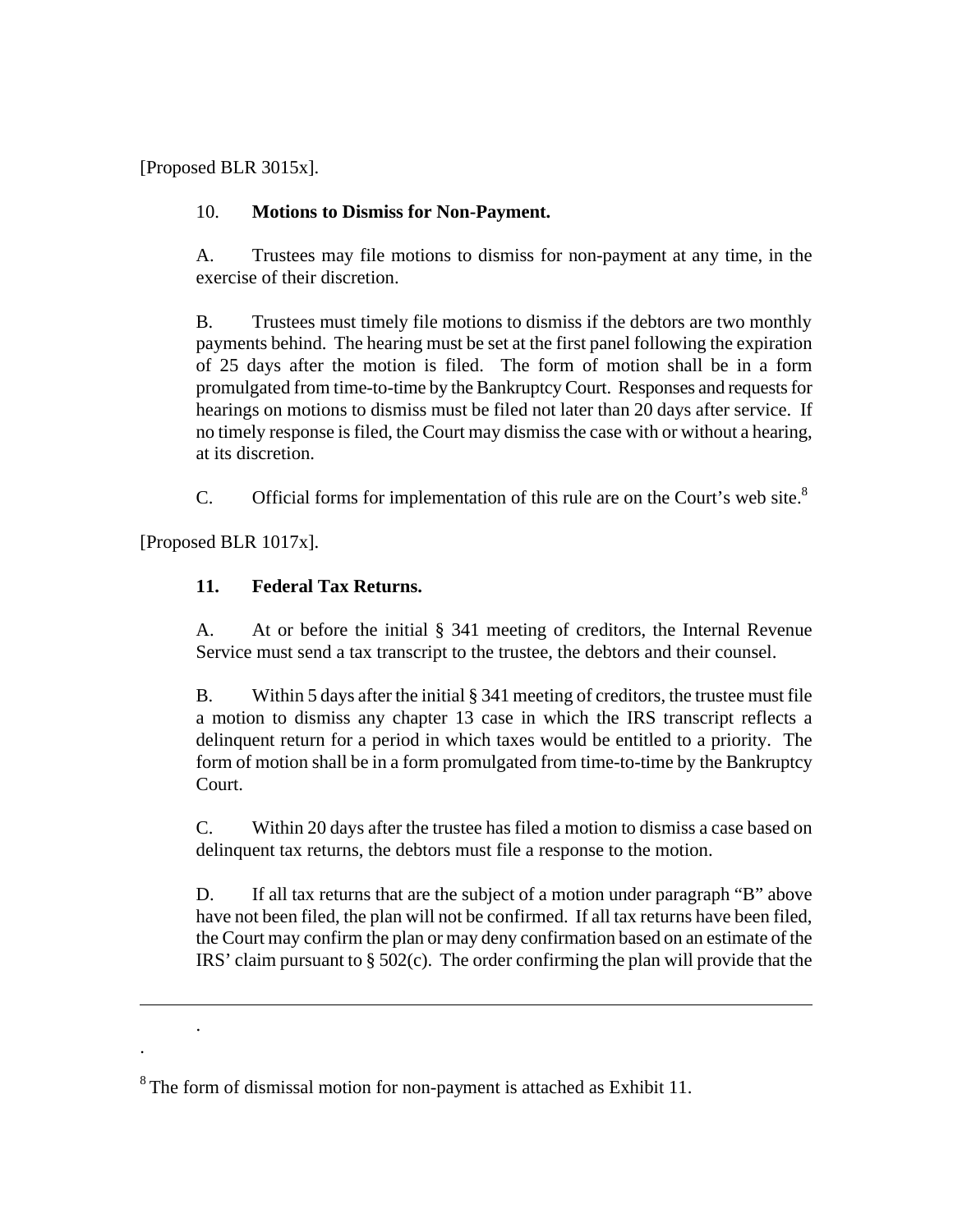[Proposed BLR 3015x].

10. **Motions to Dismiss for Non-Payment.**

A. Trustees may file motions to dismiss for non-payment at any time, in the exercise of their discretion.

B. Trustees must timely file motions to dismiss if the debtors are two monthly payments behind. The hearing must be set at the first panel following the expiration of 25 days after the motion is filed. The form of motion shall be in a form promulgated from time-to-time by the Bankruptcy Court. Responses and requests for hearings on motions to dismiss must be filed not later than 20 days after service. If no timely response is filed, the Court may dismiss the case with or without a hearing, at its discretion.

C. Official forms for implementation of this rule are on the Court's web site.[8]

[Proposed BLR 1017x].

**11. Federal Tax Returns.**

A. At or before the initial § 341 meeting of creditors, the Internal Revenue Service must send a tax transcript to the trustee, the debtors and their counsel.

B. Within 5 days after the initial § 341 meeting of creditors, the trustee must file a motion to dismiss any chapter 13 case in which the IRS transcript reflects a delinquent return for a period in which taxes would be entitled to a priority. The form of motion shall be in a form promulgated from time-to-time by the Bankruptcy Court.

C. Within 20 days after the trustee has filed a motion to dismiss a case based on delinquent tax returns, the debtors must file a response to the motion.

D. If all tax returns that are the subject of a motion under paragraph "B" above have not been filed, the plan will not be confirmed. If all tax returns have been filed, the Court may confirm the plan or may deny confirmation based on an estimate of the IRS' claim pursuant to § 502(c). The order confirming the plan will provide that the

---

[8] The form of dismissal motion for non-payment is attached as Exhibit 11.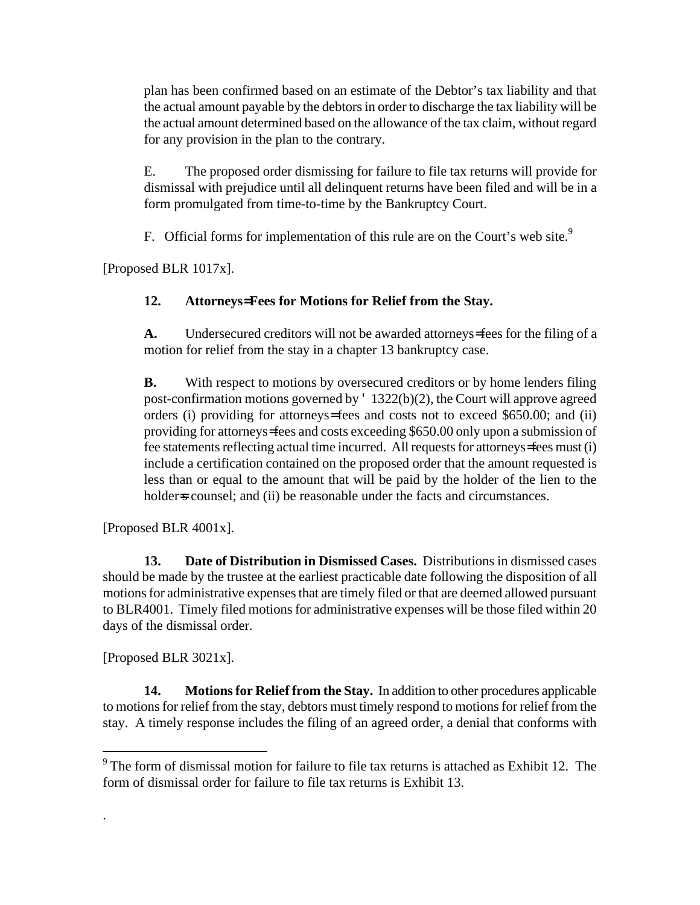plan has been confirmed based on an estimate of the Debtor's tax liability and that the actual amount payable by the debtors in order to discharge the tax liability will be the actual amount determined based on the allowance of the tax claim, without regard for any provision in the plan to the contrary.

E. The proposed order dismissing for failure to file tax returns will provide for dismissal with prejudice until all delinquent returns have been filed and will be in a form promulgated from time-to-time by the Bankruptcy Court.

F. Official forms for implementation of this rule are on the Court's web site.[9]

[Proposed BLR 1017x].

**12. Attorneys=Fees for Motions for Relief from the Stay.**

**A.** Undersecured creditors will not be awarded attorneys=fees for the filing of a motion for relief from the stay in a chapter 13 bankruptcy case.

**B.** With respect to motions by oversecured creditors or by home lenders filing post-confirmation motions governed by ' 1322(b)(2), the Court will approve agreed orders (i) providing for attorneys=fees and costs not to exceed $650.00; and (ii) providing for attorneys=fees and costs exceeding $650.00 only upon a submission of fee statements reflecting actual time incurred. All requests for attorneys=fees must (i) include a certification contained on the proposed order that the amount requested is less than or equal to the amount that will be paid by the holder of the lien to the holder=s counsel; and (ii) be reasonable under the facts and circumstances.

[Proposed BLR 4001x].

**13. Date of Distribution in Dismissed Cases.** Distributions in dismissed cases should be made by the trustee at the earliest practicable date following the disposition of all motions for administrative expenses that are timely filed or that are deemed allowed pursuant to BLR4001. Timely filed motions for administrative expenses will be those filed within 20 days of the dismissal order.

[Proposed BLR 3021x].

**14. Motions for Relief from the Stay.** In addition to other procedures applicable to motions for relief from the stay, debtors must timely respond to motions for relief from the stay. A timely response includes the filing of an agreed order, a denial that conforms with

---

[9] The form of dismissal motion for failure to file tax returns is attached as Exhibit 12. The form of dismissal order for failure to file tax returns is Exhibit 13.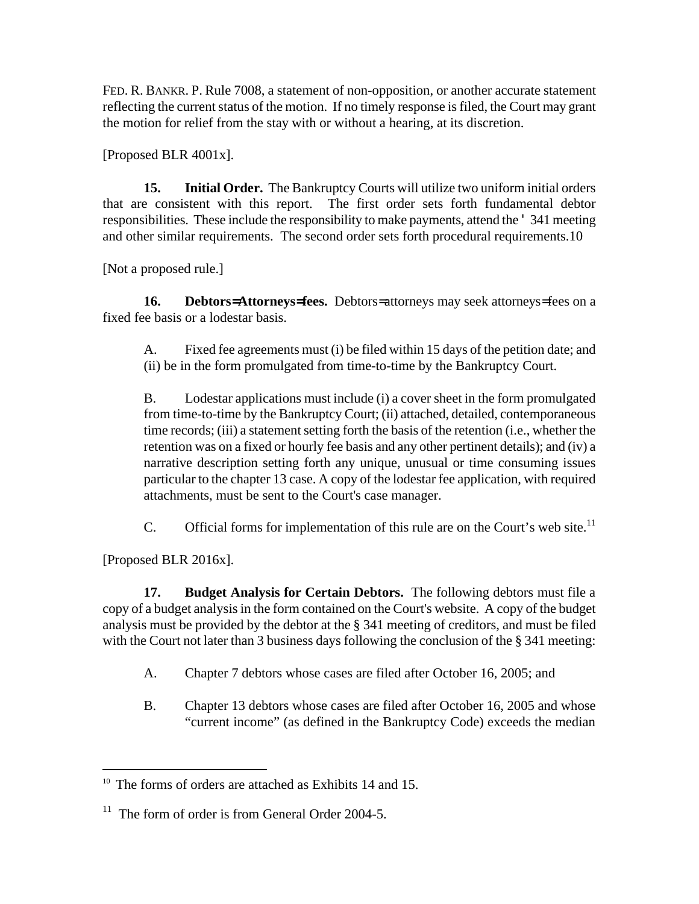FED. R. BANKR. P. Rule 7008, a statement of non-opposition, or another accurate statement reflecting the current status of the motion. If no timely response is filed, the Court may grant the motion for relief from the stay with or without a hearing, at its discretion.

[Proposed BLR 4001x].

**15. Initial Order.** The Bankruptcy Courts will utilize two uniform initial orders that are consistent with this report. The first order sets forth fundamental debtor responsibilities. These include the responsibility to make payments, attend the ' 341 meeting and other similar requirements. The second order sets forth procedural requirements.10

[Not a proposed rule.]

**16. Debtors=Attorneys=fees.** Debtors=attorneys may seek attorneys=fees on a fixed fee basis or a lodestar basis.

A. Fixed fee agreements must (i) be filed within 15 days of the petition date; and (ii) be in the form promulgated from time-to-time by the Bankruptcy Court.

B. Lodestar applications must include (i) a cover sheet in the form promulgated from time-to-time by the Bankruptcy Court; (ii) attached, detailed, contemporaneous time records; (iii) a statement setting forth the basis of the retention (i.e., whether the retention was on a fixed or hourly fee basis and any other pertinent details); and (iv) a narrative description setting forth any unique, unusual or time consuming issues particular to the chapter 13 case. A copy of the lodestar fee application, with required attachments, must be sent to the Court's case manager.

C. Official forms for implementation of this rule are on the Court's web site.[11]

[Proposed BLR 2016x].

**17. Budget Analysis for Certain Debtors.** The following debtors must file a copy of a budget analysis in the form contained on the Court's website. A copy of the budget analysis must be provided by the debtor at the § 341 meeting of creditors, and must be filed with the Court not later than 3 business days following the conclusion of the § 341 meeting:

A. Chapter 7 debtors whose cases are filed after October 16, 2005; and

B. Chapter 13 debtors whose cases are filed after October 16, 2005 and whose "current income" (as defined in the Bankruptcy Code) exceeds the median

---

[10] The forms of orders are attached as Exhibits 14 and 15.

[11] The form of order is from General Order 2004-5.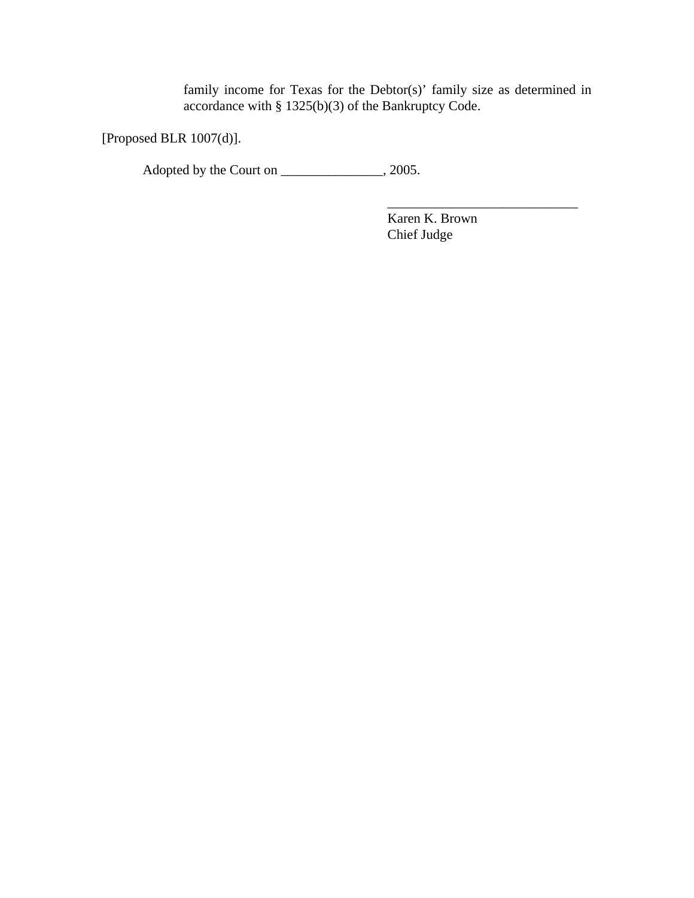family income for Texas for the Debtor(s)' family size as determined in accordance with § 1325(b)(3) of the Bankruptcy Code.

[Proposed BLR 1007(d)].

Adopted by the Court on _______________, 2005.

____________________________
Karen K. Brown
Chief Judge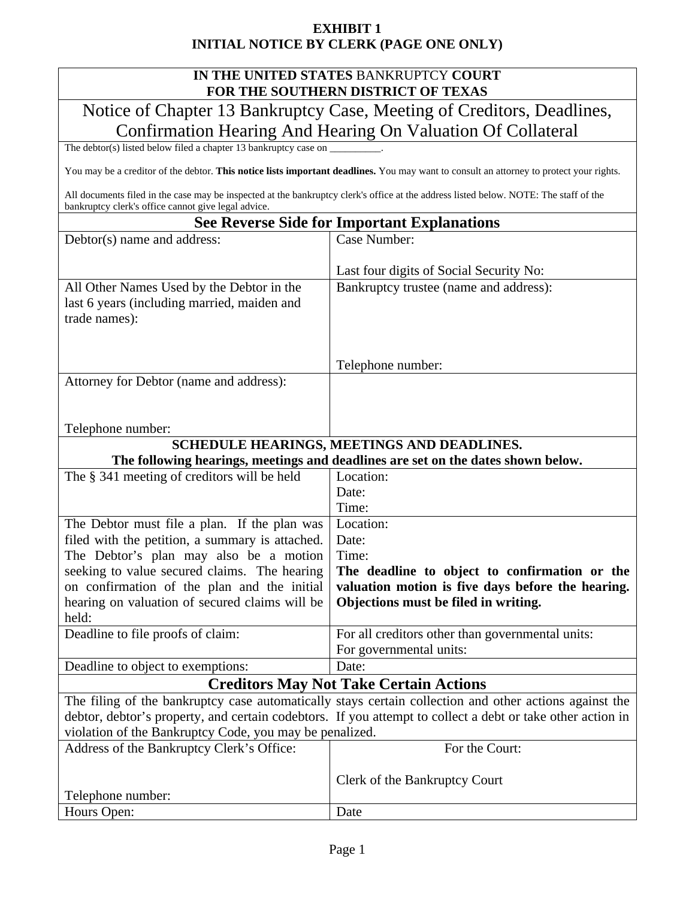# EXHIBIT 1
## INITIAL NOTICE BY CLERK (PAGE ONE ONLY)

| **IN THE UNITED STATES** BANKRUPTCY **COURT FOR THE SOUTHERN DISTRICT OF TEXAS** | |
|---|---|
| Notice of Chapter 13 Bankruptcy Case, Meeting of Creditors, Deadlines, Confirmation Hearing And Hearing On Valuation Of Collateral | |
| The debtor(s) listed below filed a chapter 13 bankruptcy case on __________.<br><br>You may be a creditor of the debtor. **This notice lists important deadlines.** You may want to consult an attorney to protect your rights.<br><br>All documents filed in the case may be inspected at the bankruptcy clerk's office at the address listed below. NOTE: The staff of the bankruptcy clerk's office cannot give legal advice. | |
| **See Reverse Side for Important Explanations** | |
| Debtor(s) name and address: | Case Number:<br><br>Last four digits of Social Security No: |
| All Other Names Used by the Debtor in the last 6 years (including married, maiden and trade names): | Bankruptcy trustee (name and address):<br><br><br><br>Telephone number: |
| Attorney for Debtor (name and address):<br><br><br>Telephone number: | |
| **SCHEDULE HEARINGS, MEETINGS AND DEADLINES.**<br>**The following hearings, meetings and deadlines are set on the dates shown below.** | |
| The § 341 meeting of creditors will be held | Location:<br>Date:<br>Time: |
| The Debtor must file a plan. If the plan was filed with the petition, a summary is attached. The Debtor's plan may also be a motion seeking to value secured claims. The hearing on confirmation of the plan and the initial hearing on valuation of secured claims will be held: | Location:<br>Date:<br>Time:<br>**The deadline to object to confirmation or the valuation motion is five days before the hearing. Objections must be filed in writing.** |
| Deadline to file proofs of claim: | For all creditors other than governmental units:<br>For governmental units: |
| Deadline to object to exemptions: | Date: |
| **Creditors May Not Take Certain Actions** | |
| The filing of the bankruptcy case automatically stays certain collection and other actions against the debtor, debtor's property, and certain codebtors. If you attempt to collect a debt or take other action in violation of the Bankruptcy Code, you may be penalized. | |
| Address of the Bankruptcy Clerk's Office:<br><br><br>Telephone number: | For the Court:<br><br>Clerk of the Bankruptcy Court |
| Hours Open: | Date |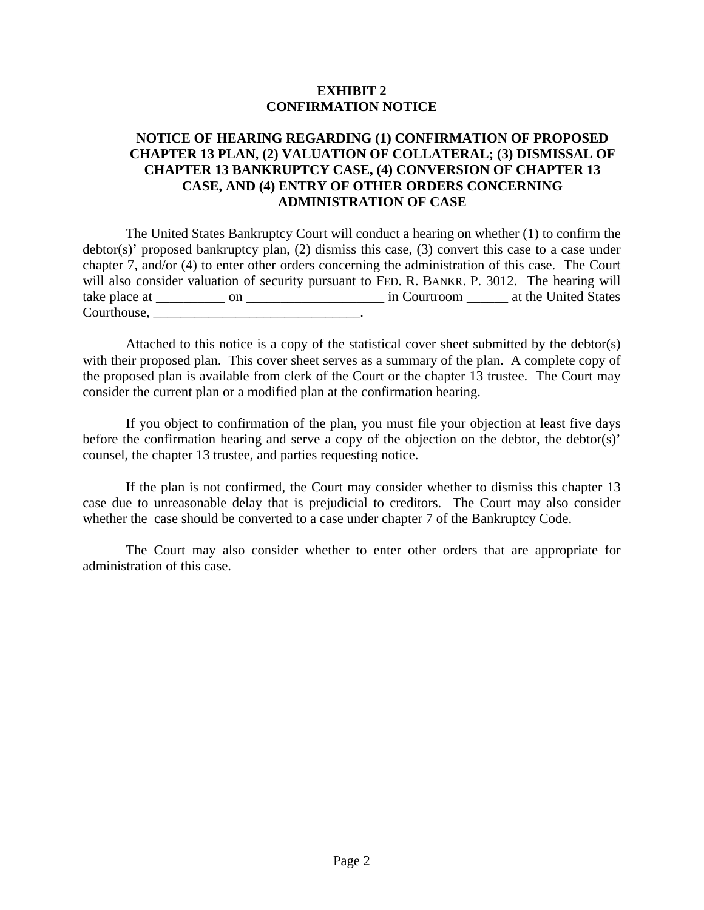**EXHIBIT 2**
**CONFIRMATION NOTICE**

**NOTICE OF HEARING REGARDING (1) CONFIRMATION OF PROPOSED CHAPTER 13 PLAN, (2) VALUATION OF COLLATERAL; (3) DISMISSAL OF CHAPTER 13 BANKRUPTCY CASE, (4) CONVERSION OF CHAPTER 13 CASE, AND (4) ENTRY OF OTHER ORDERS CONCERNING ADMINISTRATION OF CASE**

The United States Bankruptcy Court will conduct a hearing on whether (1) to confirm the debtor(s)' proposed bankruptcy plan, (2) dismiss this case, (3) convert this case to a case under chapter 7, and/or (4) to enter other orders concerning the administration of this case. The Court will also consider valuation of security pursuant to FED. R. BANKR. P. 3012. The hearing will take place at __________ on ____________________ in Courtroom ______ at the United States Courthouse, ______________________________.

Attached to this notice is a copy of the statistical cover sheet submitted by the debtor(s) with their proposed plan. This cover sheet serves as a summary of the plan. A complete copy of the proposed plan is available from clerk of the Court or the chapter 13 trustee. The Court may consider the current plan or a modified plan at the confirmation hearing.

If you object to confirmation of the plan, you must file your objection at least five days before the confirmation hearing and serve a copy of the objection on the debtor, the debtor(s)' counsel, the chapter 13 trustee, and parties requesting notice.

If the plan is not confirmed, the Court may consider whether to dismiss this chapter 13 case due to unreasonable delay that is prejudicial to creditors. The Court may also consider whether the case should be converted to a case under chapter 7 of the Bankruptcy Code.

The Court may also consider whether to enter other orders that are appropriate for administration of this case.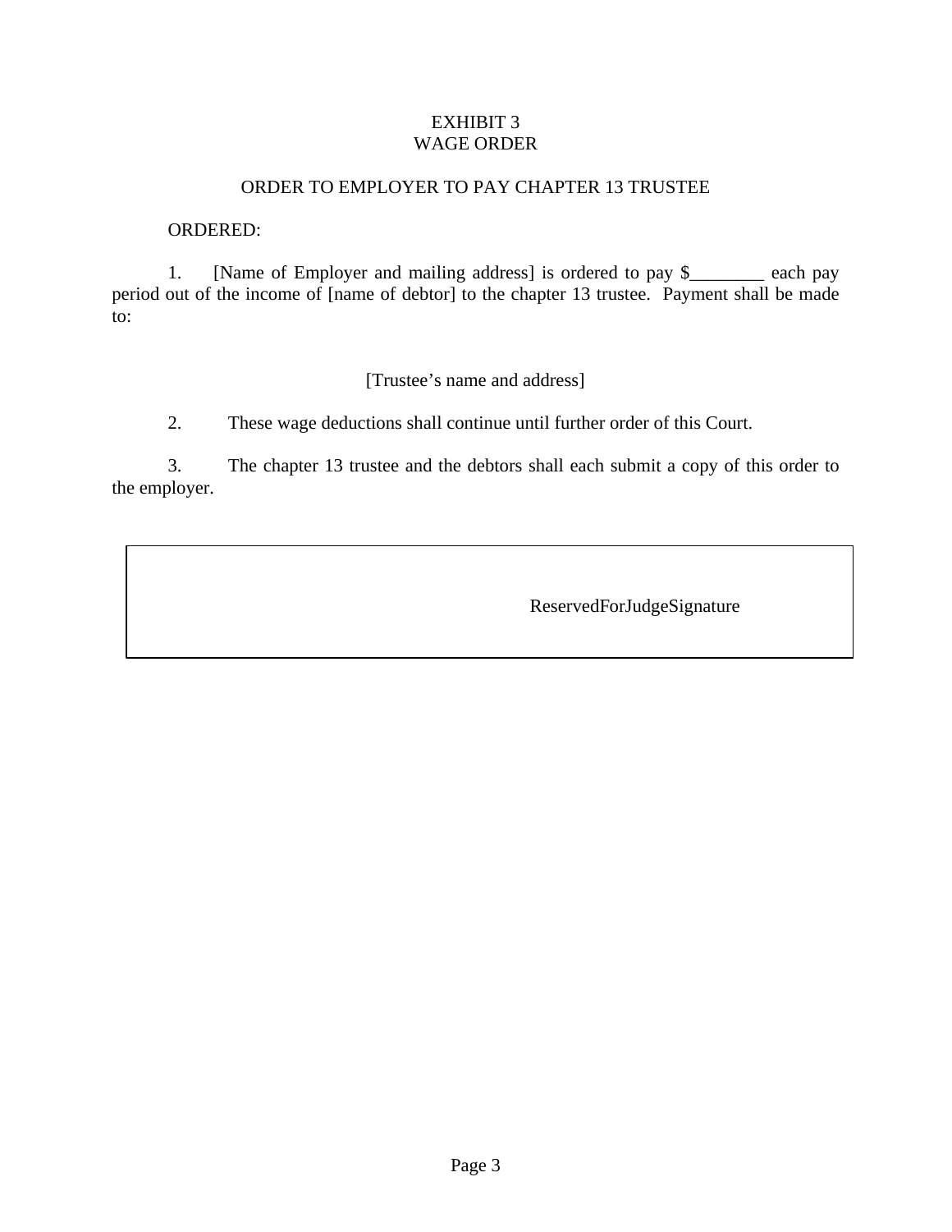# EXHIBIT 3
# WAGE ORDER

## ORDER TO EMPLOYER TO PAY CHAPTER 13 TRUSTEE

ORDERED:

1. [Name of Employer and mailing address] is ordered to pay $________ each pay period out of the income of [name of debtor] to the chapter 13 trustee. Payment shall be made to:

[Trustee's name and address]

2. These wage deductions shall continue until further order of this Court.

3. The chapter 13 trustee and the debtors shall each submit a copy of this order to the employer.

ReservedForJudgeSignature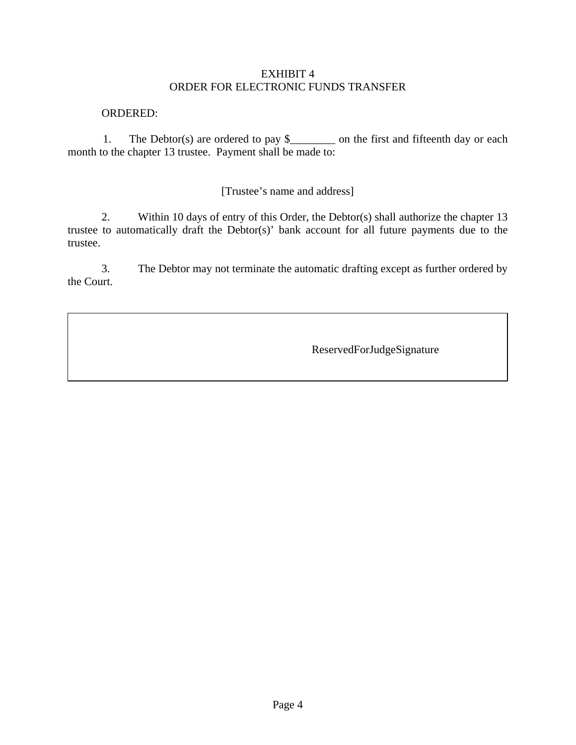EXHIBIT 4
ORDER FOR ELECTRONIC FUNDS TRANSFER

ORDERED:

1. The Debtor(s) are ordered to pay $________ on the first and fifteenth day or each month to the chapter 13 trustee. Payment shall be made to:

[Trustee's name and address]

2. Within 10 days of entry of this Order, the Debtor(s) shall authorize the chapter 13 trustee to automatically draft the Debtor(s)' bank account for all future payments due to the trustee.

3. The Debtor may not terminate the automatic drafting except as further ordered by the Court.

ReservedForJudgeSignature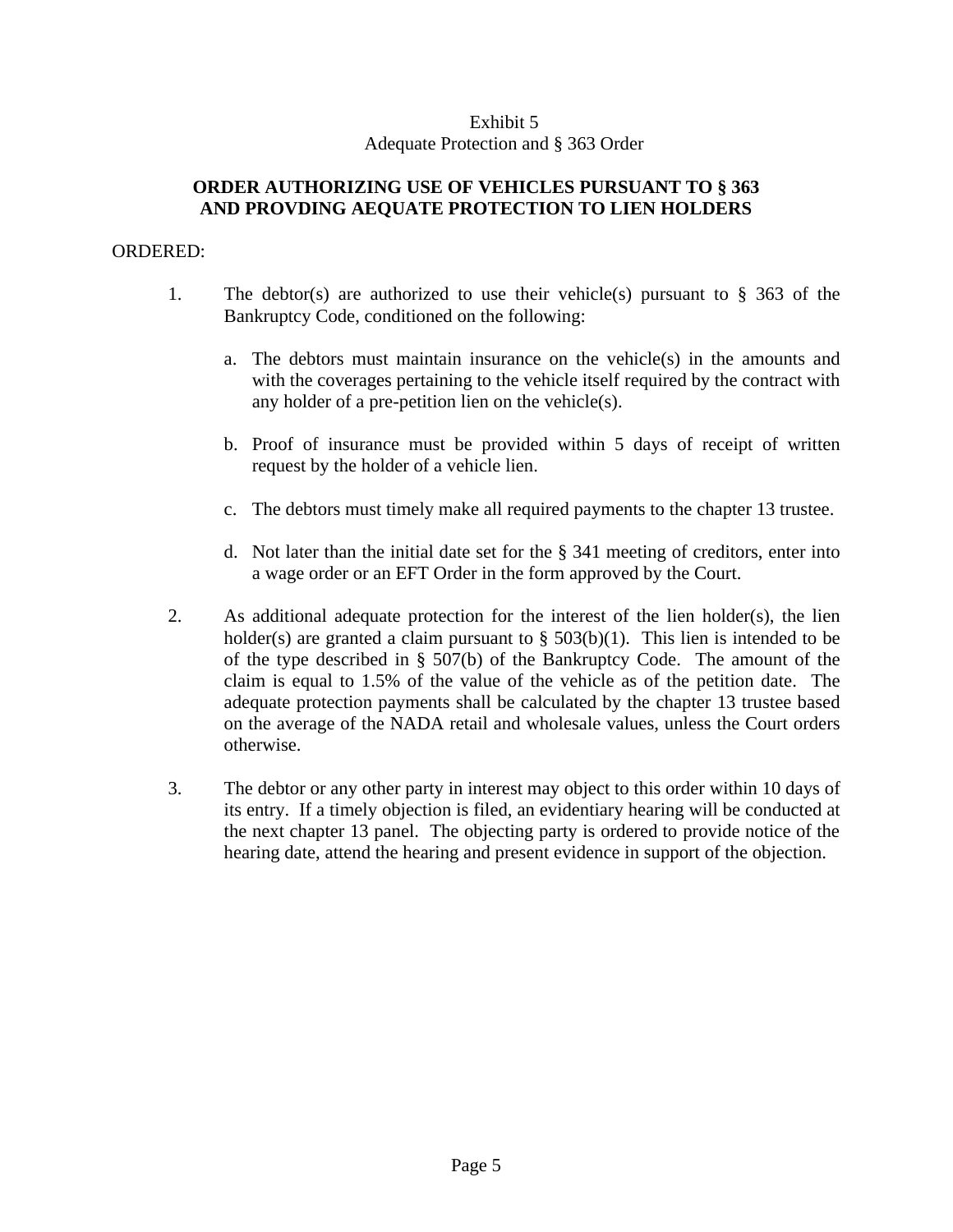Exhibit 5
Adequate Protection and § 363 Order

**ORDER AUTHORIZING USE OF VEHICLES PURSUANT TO § 363 AND PROVDING AEQUATE PROTECTION TO LIEN HOLDERS**

ORDERED:

1. The debtor(s) are authorized to use their vehicle(s) pursuant to § 363 of the Bankruptcy Code, conditioned on the following:

   a. The debtors must maintain insurance on the vehicle(s) in the amounts and with the coverages pertaining to the vehicle itself required by the contract with any holder of a pre-petition lien on the vehicle(s).

   b. Proof of insurance must be provided within 5 days of receipt of written request by the holder of a vehicle lien.

   c. The debtors must timely make all required payments to the chapter 13 trustee.

   d. Not later than the initial date set for the § 341 meeting of creditors, enter into a wage order or an EFT Order in the form approved by the Court.

2. As additional adequate protection for the interest of the lien holder(s), the lien holder(s) are granted a claim pursuant to § 503(b)(1). This lien is intended to be of the type described in § 507(b) of the Bankruptcy Code. The amount of the claim is equal to 1.5% of the value of the vehicle as of the petition date. The adequate protection payments shall be calculated by the chapter 13 trustee based on the average of the NADA retail and wholesale values, unless the Court orders otherwise.

3. The debtor or any other party in interest may object to this order within 10 days of its entry. If a timely objection is filed, an evidentiary hearing will be conducted at the next chapter 13 panel. The objecting party is ordered to provide notice of the hearing date, attend the hearing and present evidence in support of the objection.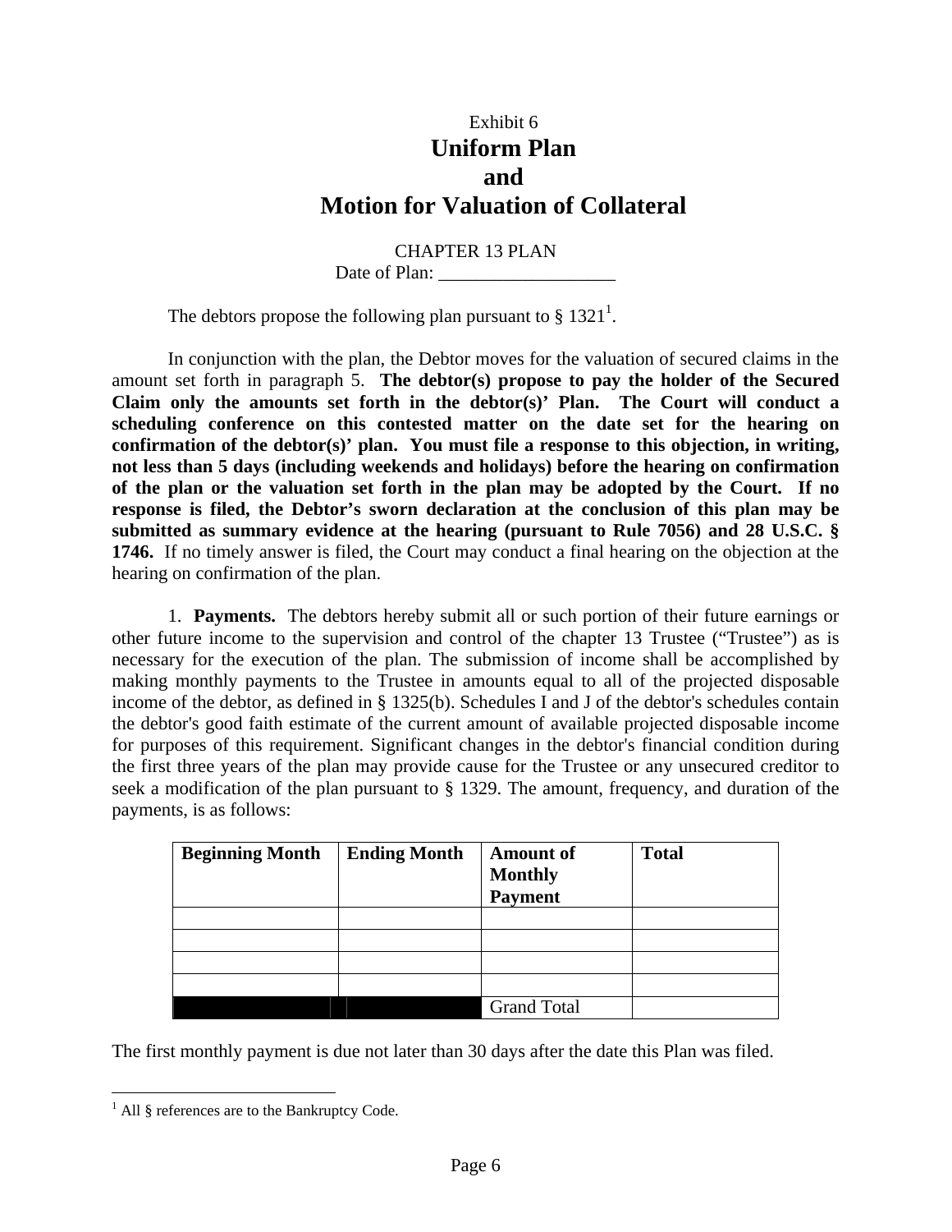Exhibit 6

# Uniform Plan
# and
# Motion for Valuation of Collateral

CHAPTER 13 PLAN

Date of Plan: ___________________

The debtors propose the following plan pursuant to § 1321[1].

In conjunction with the plan, the Debtor moves for the valuation of secured claims in the amount set forth in paragraph 5. **The debtor(s) propose to pay the holder of the Secured Claim only the amounts set forth in the debtor(s)' Plan. The Court will conduct a scheduling conference on this contested matter on the date set for the hearing on confirmation of the debtor(s)' plan. You must file a response to this objection, in writing, not less than 5 days (including weekends and holidays) before the hearing on confirmation of the plan or the valuation set forth in the plan may be adopted by the Court. If no response is filed, the Debtor's sworn declaration at the conclusion of this plan may be submitted as summary evidence at the hearing (pursuant to Rule 7056) and 28 U.S.C. § 1746.** If no timely answer is filed, the Court may conduct a final hearing on the objection at the hearing on confirmation of the plan.

1. **Payments.** The debtors hereby submit all or such portion of their future earnings or other future income to the supervision and control of the chapter 13 Trustee ("Trustee") as is necessary for the execution of the plan. The submission of income shall be accomplished by making monthly payments to the Trustee in amounts equal to all of the projected disposable income of the debtor, as defined in § 1325(b). Schedules I and J of the debtor's schedules contain the debtor's good faith estimate of the current amount of available projected disposable income for purposes of this requirement. Significant changes in the debtor's financial condition during the first three years of the plan may provide cause for the Trustee or any unsecured creditor to seek a modification of the plan pursuant to § 1329. The amount, frequency, and duration of the payments, is as follows:

| Beginning Month | Ending Month | Amount of Monthly Payment | Total |
|---|---|---|---|
| | | | |
| | | | |
| | | | |
| | | | |
| | | Grand Total | |

The first monthly payment is due not later than 30 days after the date this Plan was filed.

---

[1] All § references are to the Bankruptcy Code.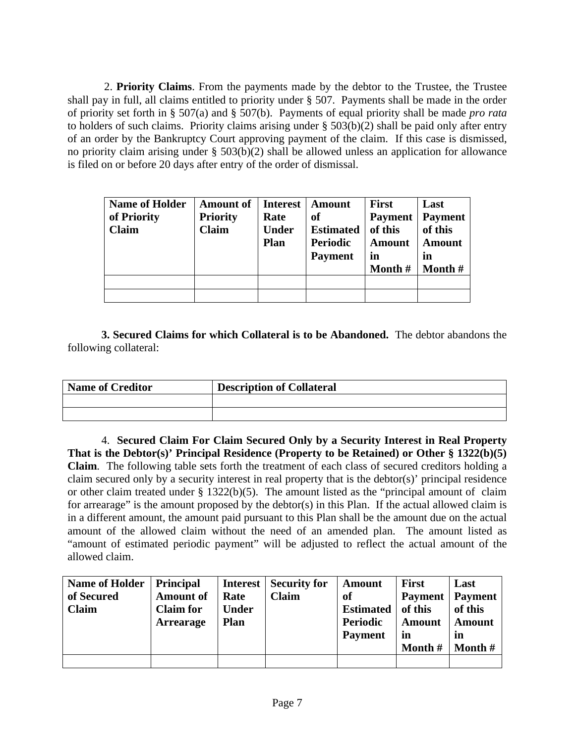2. **Priority Claims**. From the payments made by the debtor to the Trustee, the Trustee shall pay in full, all claims entitled to priority under § 507. Payments shall be made in the order of priority set forth in § 507(a) and § 507(b). Payments of equal priority shall be made *pro rata* to holders of such claims. Priority claims arising under § 503(b)(2) shall be paid only after entry of an order by the Bankruptcy Court approving payment of the claim. If this case is dismissed, no priority claim arising under § 503(b)(2) shall be allowed unless an application for allowance is filed on or before 20 days after entry of the order of dismissal.

| Name of Holder of Priority Claim | Amount of Priority Claim | Interest Rate Under Plan | Amount of Estimated Periodic Payment | First Payment of this Amount in Month # | Last Payment of this Amount in Month # |
|---|---|---|---|---|---|
| | | | | | |
| | | | | | |

**3. Secured Claims for which Collateral is to be Abandoned.** The debtor abandons the following collateral:

| Name of Creditor | Description of Collateral |
|---|---|
| | |
| | |

4. **Secured Claim For Claim Secured Only by a Security Interest in Real Property That is the Debtor(s)' Principal Residence (Property to be Retained) or Other § 1322(b)(5) Claim**. The following table sets forth the treatment of each class of secured creditors holding a claim secured only by a security interest in real property that is the debtor(s)' principal residence or other claim treated under § 1322(b)(5). The amount listed as the "principal amount of claim for arrearage" is the amount proposed by the debtor(s) in this Plan. If the actual allowed claim is in a different amount, the amount paid pursuant to this Plan shall be the amount due on the actual amount of the allowed claim without the need of an amended plan. The amount listed as "amount of estimated periodic payment" will be adjusted to reflect the actual amount of the allowed claim.

| Name of Holder of Secured Claim | Principal Amount of Claim for Arrearage | Interest Rate Under Plan | Security for Claim | Amount of Estimated Periodic Payment | First Payment of this Amount in Month # | Last Payment of this Amount in Month # |
|---|---|---|---|---|---|---|
| | | | | | | |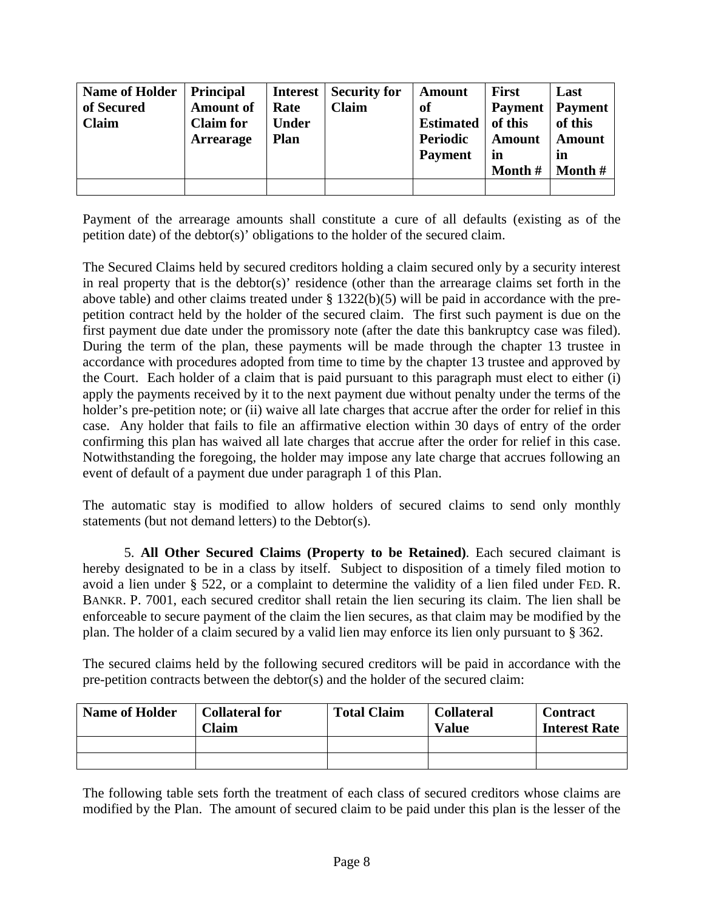| Name of Holder of Secured Claim | Principal Amount of Claim for Arrearage | Interest Rate Under Plan | Security for Claim | Amount of Estimated Periodic Payment | First Payment of this Amount in Month # | Last Payment of this Amount in Month # |
|---|---|---|---|---|---|---|
| | | | | | | |

Payment of the arrearage amounts shall constitute a cure of all defaults (existing as of the petition date) of the debtor(s)' obligations to the holder of the secured claim.

The Secured Claims held by secured creditors holding a claim secured only by a security interest in real property that is the debtor(s)' residence (other than the arrearage claims set forth in the above table) and other claims treated under § 1322(b)(5) will be paid in accordance with the pre-petition contract held by the holder of the secured claim. The first such payment is due on the first payment due date under the promissory note (after the date this bankruptcy case was filed). During the term of the plan, these payments will be made through the chapter 13 trustee in accordance with procedures adopted from time to time by the chapter 13 trustee and approved by the Court. Each holder of a claim that is paid pursuant to this paragraph must elect to either (i) apply the payments received by it to the next payment due without penalty under the terms of the holder's pre-petition note; or (ii) waive all late charges that accrue after the order for relief in this case. Any holder that fails to file an affirmative election within 30 days of entry of the order confirming this plan has waived all late charges that accrue after the order for relief in this case. Notwithstanding the foregoing, the holder may impose any late charge that accrues following an event of default of a payment due under paragraph 1 of this Plan.

The automatic stay is modified to allow holders of secured claims to send only monthly statements (but not demand letters) to the Debtor(s).

5. **All Other Secured Claims (Property to be Retained)**. Each secured claimant is hereby designated to be in a class by itself. Subject to disposition of a timely filed motion to avoid a lien under § 522, or a complaint to determine the validity of a lien filed under FED. R. BANKR. P. 7001, each secured creditor shall retain the lien securing its claim. The lien shall be enforceable to secure payment of the claim the lien secures, as that claim may be modified by the plan. The holder of a claim secured by a valid lien may enforce its lien only pursuant to § 362.

The secured claims held by the following secured creditors will be paid in accordance with the pre-petition contracts between the debtor(s) and the holder of the secured claim:

| Name of Holder | Collateral for Claim | Total Claim | Collateral Value | Contract Interest Rate |
|---|---|---|---|---|
| | | | | |
| | | | | |

The following table sets forth the treatment of each class of secured creditors whose claims are modified by the Plan. The amount of secured claim to be paid under this plan is the lesser of the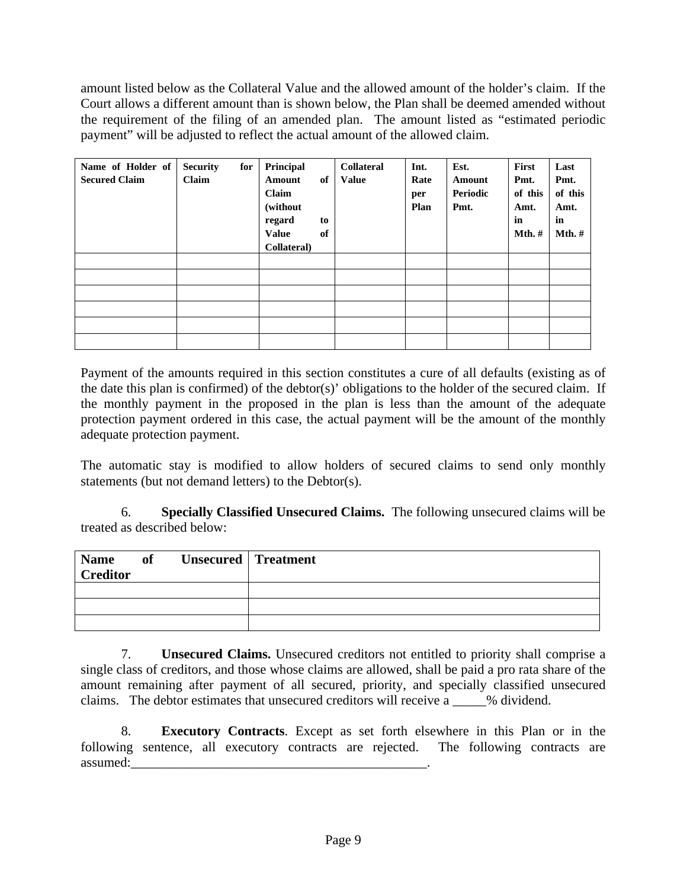amount listed below as the Collateral Value and the allowed amount of the holder's claim. If the Court allows a different amount than is shown below, the Plan shall be deemed amended without the requirement of the filing of an amended plan. The amount listed as "estimated periodic payment" will be adjusted to reflect the actual amount of the allowed claim.

| Name of Holder of Secured Claim | Security for Claim | Principal Amount of Claim (without regard to Value of Collateral) | Collateral Value | Int. Rate per Plan | Est. Amount Periodic Pmt. | First Pmt. of this Amt. in Mth. # | Last Pmt. of this Amt. in Mth. # |
|---|---|---|---|---|---|---|---|
| | | | | | | | |
| | | | | | | | |
| | | | | | | | |
| | | | | | | | |
| | | | | | | | |
| | | | | | | | |

Payment of the amounts required in this section constitutes a cure of all defaults (existing as of the date this plan is confirmed) of the debtor(s)' obligations to the holder of the secured claim. If the monthly payment in the proposed in the plan is less than the amount of the adequate protection payment ordered in this case, the actual payment will be the amount of the monthly adequate protection payment.

The automatic stay is modified to allow holders of secured claims to send only monthly statements (but not demand letters) to the Debtor(s).

6. **Specially Classified Unsecured Claims.** The following unsecured claims will be treated as described below:

| Name of Unsecured Creditor | Treatment |
|---|---|
| | |
| | |
| | |

7. **Unsecured Claims.** Unsecured creditors not entitled to priority shall comprise a single class of creditors, and those whose claims are allowed, shall be paid a pro rata share of the amount remaining after payment of all secured, priority, and specially classified unsecured claims. The debtor estimates that unsecured creditors will receive a _____% dividend.

8. **Executory Contracts**. Except as set forth elsewhere in this Plan or in the following sentence, all executory contracts are rejected. The following contracts are assumed:_____________________________________________.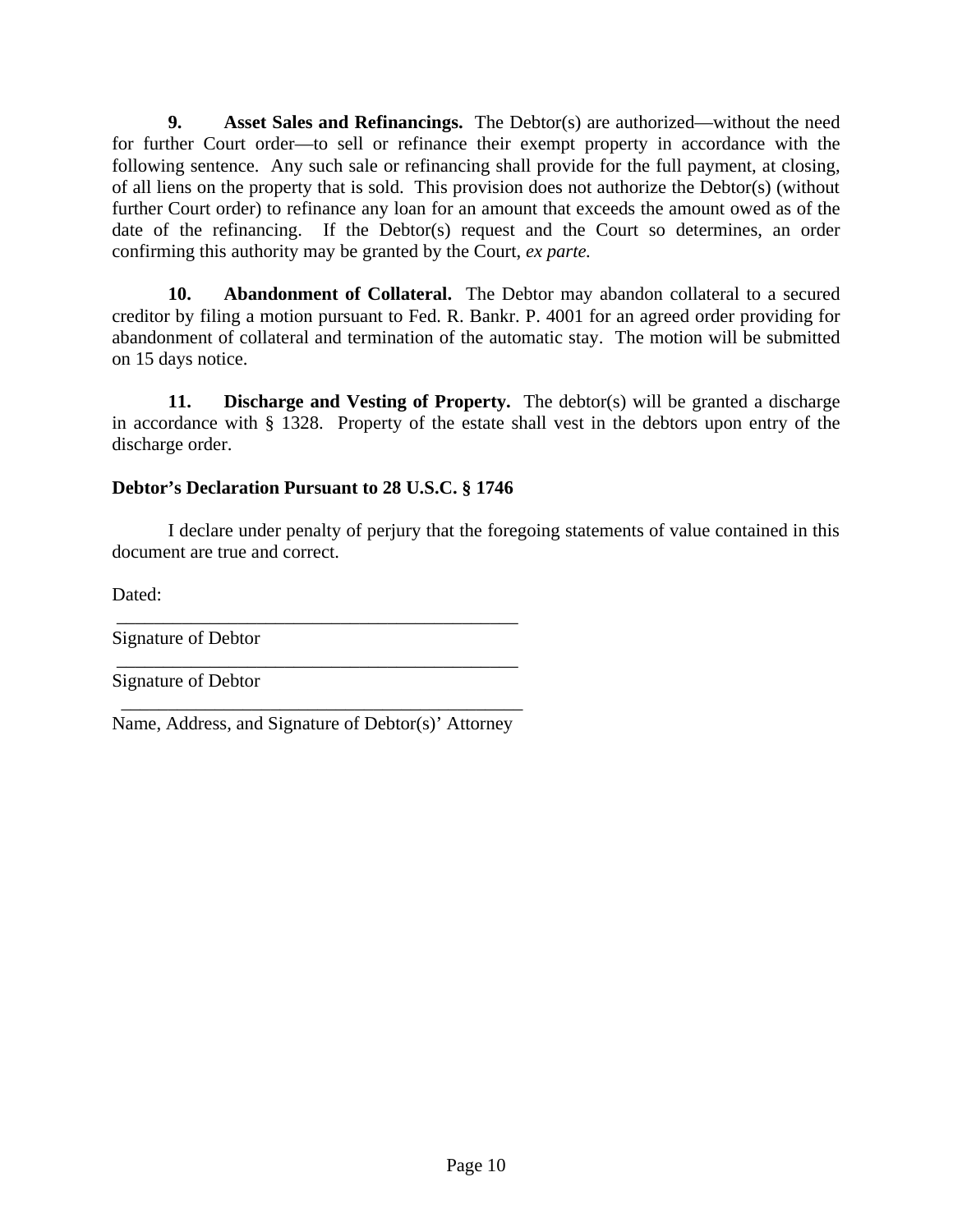**9. Asset Sales and Refinancings.** The Debtor(s) are authorized—without the need for further Court order—to sell or refinance their exempt property in accordance with the following sentence. Any such sale or refinancing shall provide for the full payment, at closing, of all liens on the property that is sold. This provision does not authorize the Debtor(s) (without further Court order) to refinance any loan for an amount that exceeds the amount owed as of the date of the refinancing. If the Debtor(s) request and the Court so determines, an order confirming this authority may be granted by the Court, *ex parte.*

**10. Abandonment of Collateral.** The Debtor may abandon collateral to a secured creditor by filing a motion pursuant to Fed. R. Bankr. P. 4001 for an agreed order providing for abandonment of collateral and termination of the automatic stay. The motion will be submitted on 15 days notice.

**11. Discharge and Vesting of Property.** The debtor(s) will be granted a discharge in accordance with § 1328. Property of the estate shall vest in the debtors upon entry of the discharge order.

**Debtor's Declaration Pursuant to 28 U.S.C. § 1746**

I declare under penalty of perjury that the foregoing statements of value contained in this document are true and correct.

Dated:

\_\_\_\_\_\_\_\_\_\_\_\_\_\_\_\_\_\_\_\_\_\_\_\_\_\_\_\_\_\_\_\_\_\_\_\_\_\_\_\_\_\_\_\_

Signature of Debtor

\_\_\_\_\_\_\_\_\_\_\_\_\_\_\_\_\_\_\_\_\_\_\_\_\_\_\_\_\_\_\_\_\_\_\_\_\_\_\_\_\_\_\_\_

Signature of Debtor

\_\_\_\_\_\_\_\_\_\_\_\_\_\_\_\_\_\_\_\_\_\_\_\_\_\_\_\_\_\_\_\_\_\_\_\_\_\_\_\_\_\_\_\_

Name, Address, and Signature of Debtor(s)' Attorney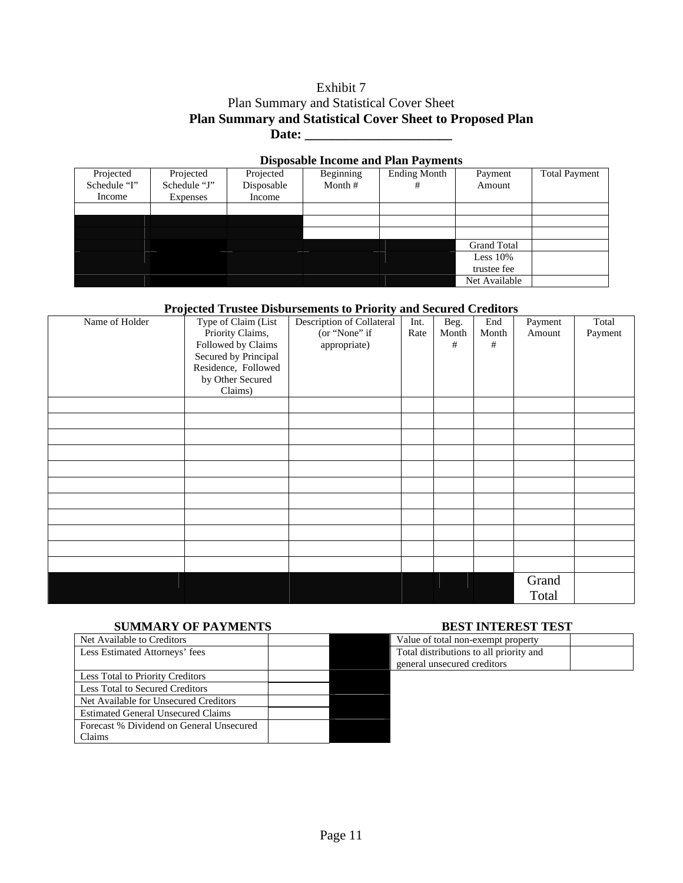Exhibit 7

Plan Summary and Statistical Cover Sheet

**Plan Summary and Statistical Cover Sheet to Proposed Plan**

**Date: _____________________**

**Disposable Income and Plan Payments**

| Projected Schedule "I" Income | Projected Schedule "J" Expenses | Projected Disposable Income | Beginning Month # | Ending Month # | Payment Amount | Total Payment |
|---|---|---|---|---|---|---|
| | | | | | | |
| | | | | | | |
| | | | | | | |
| | | | | | Grand Total | |
| | | | | | Less 10% trustee fee | |
| | | | | | Net Available | |

**Projected Trustee Disbursements to Priority and Secured Creditors**

| Name of Holder | Type of Claim (List Priority Claims, Followed by Claims Secured by Principal Residence, Followed by Other Secured Claims) | Description of Collateral (or "None" if appropriate) | Int. Rate | Beg. Month # | End Month # | Payment Amount | Total Payment |
|---|---|---|---|---|---|---|---|
| | | | | | | | |
| | | | | | | | |
| | | | | | | | |
| | | | | | | | |
| | | | | | | | |
| | | | | | | | |
| | | | | | | | |
| | | | | | | | |
| | | | | | | | |
| | | | | | | | |
| | | | | | | | |
| | | | | | | Grand Total | |

**SUMMARY OF PAYMENTS**

| | |
|---|---|
| Net Available to Creditors | |
| Less Estimated Attorneys' fees | |
| Less Total to Priority Creditors | |
| Less Total to Secured Creditors | |
| Net Available for Unsecured Creditors | |
| Estimated General Unsecured Claims | |
| Forecast % Dividend on General Unsecured Claims | |

**BEST INTEREST TEST**

| | |
|---|---|
| Value of total non-exempt property | |
| Total distributions to all priority and general unsecured creditors | |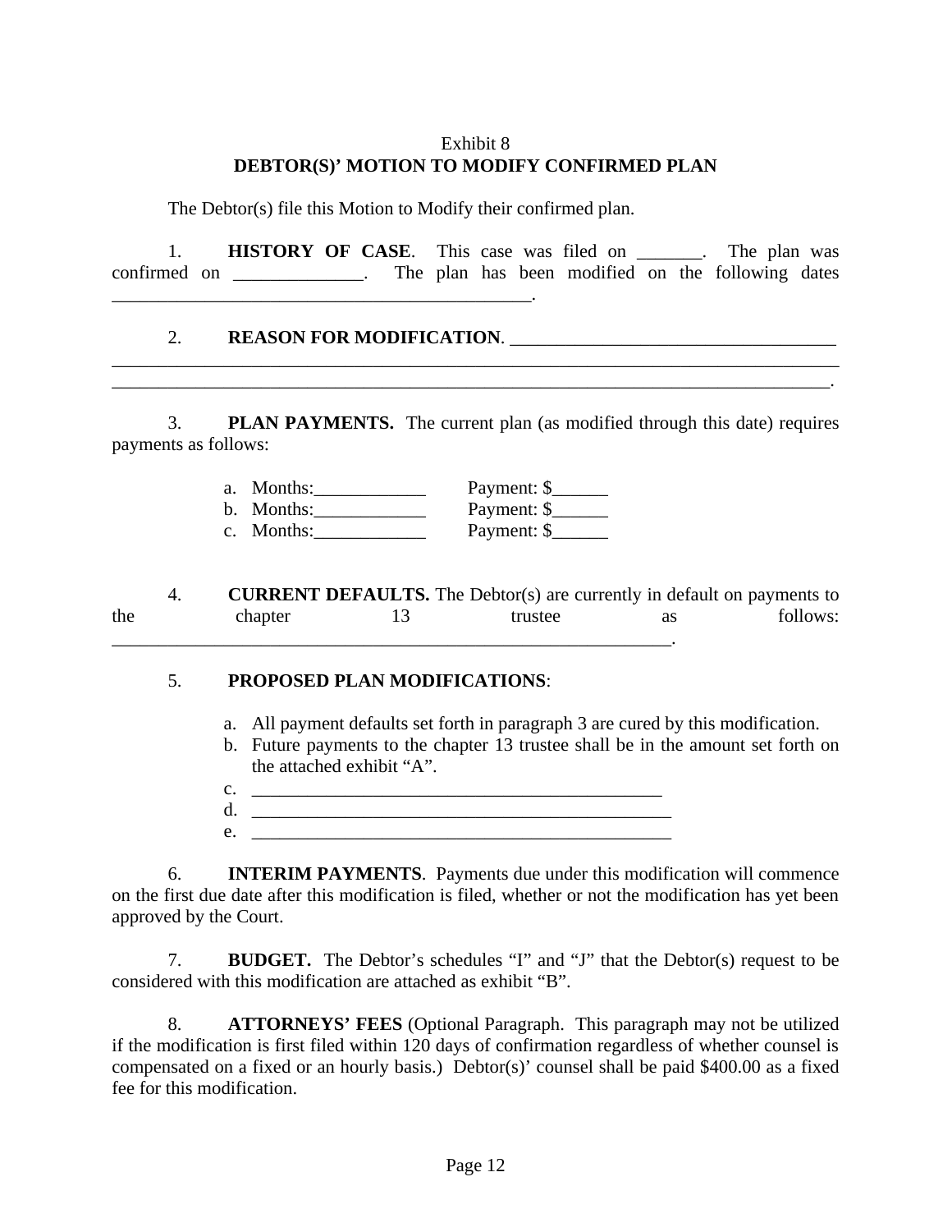Exhibit 8

**DEBTOR(S)' MOTION TO MODIFY CONFIRMED PLAN**

The Debtor(s) file this Motion to Modify their confirmed plan.

1. **HISTORY OF CASE**. This case was filed on _______. The plan was confirmed on ______________. The plan has been modified on the following dates ______________________________________________.

2. **REASON FOR MODIFICATION**. ___________________________________ ________________________________________________________________________________ _______________________________________________________________________________.

3. **PLAN PAYMENTS.** The current plan (as modified through this date) requires payments as follows:

a. Months:____________ Payment: $______
b. Months:____________ Payment: $______
c. Months:____________ Payment: $______

4. **CURRENT DEFAULTS.** The Debtor(s) are currently in default on payments to the chapter 13 trustee as follows: ______________________________________________________________.

5. **PROPOSED PLAN MODIFICATIONS**:

a. All payment defaults set forth in paragraph 3 are cured by this modification.
b. Future payments to the chapter 13 trustee shall be in the amount set forth on the attached exhibit "A".
c. ______________________________________________
d. _______________________________________________
e. _______________________________________________

6. **INTERIM PAYMENTS**. Payments due under this modification will commence on the first due date after this modification is filed, whether or not the modification has yet been approved by the Court.

7. **BUDGET.** The Debtor's schedules "I" and "J" that the Debtor(s) request to be considered with this modification are attached as exhibit "B".

8. **ATTORNEYS' FEES** (Optional Paragraph. This paragraph may not be utilized if the modification is first filed within 120 days of confirmation regardless of whether counsel is compensated on a fixed or an hourly basis.) Debtor(s)' counsel shall be paid $400.00 as a fixed fee for this modification.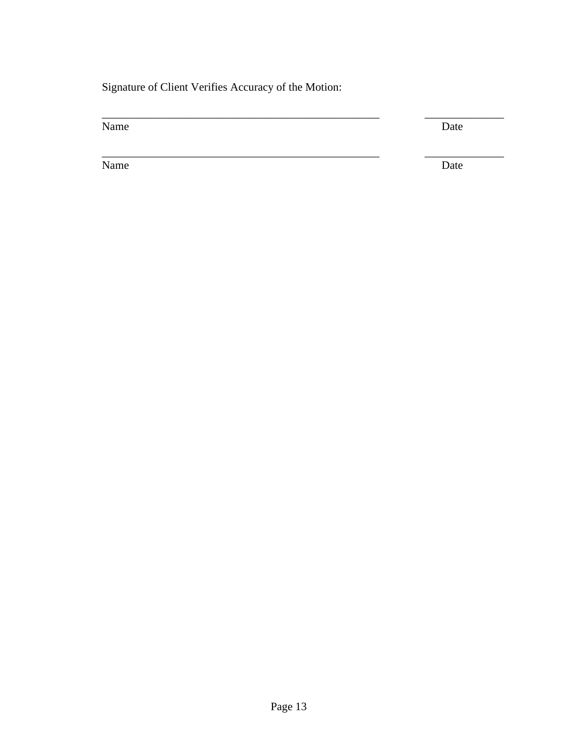Signature of Client Verifies Accuracy of the Motion:

\_\_\_\_\_\_\_\_\_\_\_\_\_\_\_\_\_\_\_\_\_\_\_\_\_\_\_\_\_\_\_\_\_\_\_\_\_\_\_\_\_\_\_\_\_\_\_\_\_\_ \_\_\_\_\_\_\_\_\_\_\_\_\_\_

Name Date

\_\_\_\_\_\_\_\_\_\_\_\_\_\_\_\_\_\_\_\_\_\_\_\_\_\_\_\_\_\_\_\_\_\_\_\_\_\_\_\_\_\_\_\_\_\_\_\_\_\_ \_\_\_\_\_\_\_\_\_\_\_\_\_\_

Name Date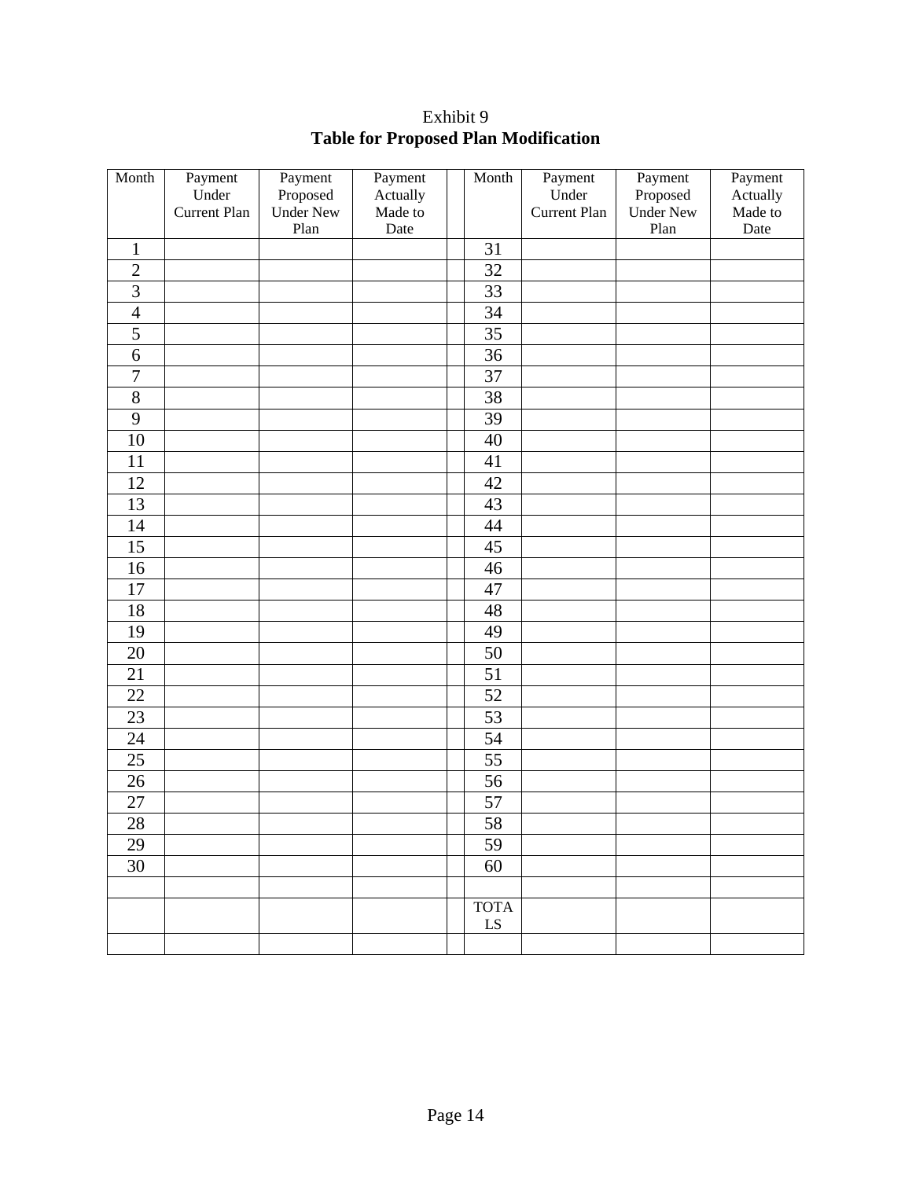Exhibit 9

**Table for Proposed Plan Modification**

| Month | Payment Under Current Plan | Payment Proposed Under New Plan | Payment Actually Made to Date | | Month | Payment Under Current Plan | Payment Proposed Under New Plan | Payment Actually Made to Date |
|---|---|---|---|---|---|---|---|---|
| 1 | | | | | 31 | | | |
| 2 | | | | | 32 | | | |
| 3 | | | | | 33 | | | |
| 4 | | | | | 34 | | | |
| 5 | | | | | 35 | | | |
| 6 | | | | | 36 | | | |
| 7 | | | | | 37 | | | |
| 8 | | | | | 38 | | | |
| 9 | | | | | 39 | | | |
| 10 | | | | | 40 | | | |
| 11 | | | | | 41 | | | |
| 12 | | | | | 42 | | | |
| 13 | | | | | 43 | | | |
| 14 | | | | | 44 | | | |
| 15 | | | | | 45 | | | |
| 16 | | | | | 46 | | | |
| 17 | | | | | 47 | | | |
| 18 | | | | | 48 | | | |
| 19 | | | | | 49 | | | |
| 20 | | | | | 50 | | | |
| 21 | | | | | 51 | | | |
| 22 | | | | | 52 | | | |
| 23 | | | | | 53 | | | |
| 24 | | | | | 54 | | | |
| 25 | | | | | 55 | | | |
| 26 | | | | | 56 | | | |
| 27 | | | | | 57 | | | |
| 28 | | | | | 58 | | | |
| 29 | | | | | 59 | | | |
| 30 | | | | | 60 | | | |
| | | | | | | | | |
| | | | | | TOTALS | | | |
| | | | | | | | | |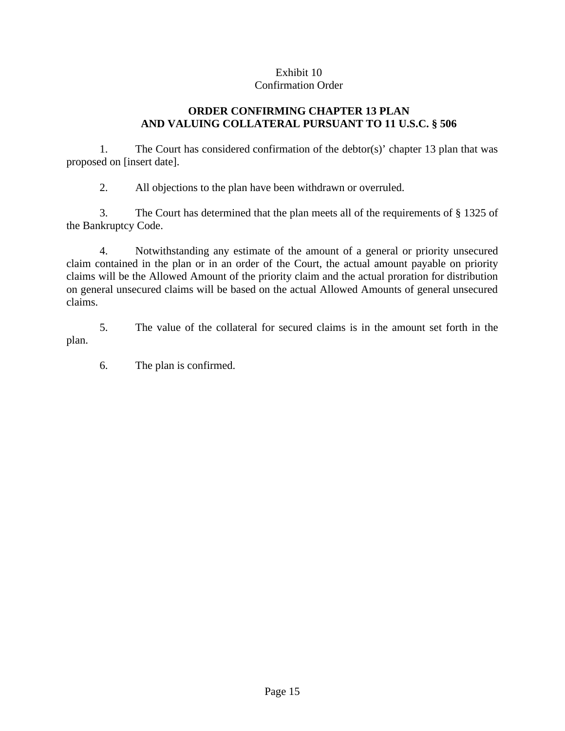Exhibit 10
Confirmation Order

**ORDER CONFIRMING CHAPTER 13 PLAN AND VALUING COLLATERAL PURSUANT TO 11 U.S.C. § 506**

1. The Court has considered confirmation of the debtor(s)' chapter 13 plan that was proposed on [insert date].

2. All objections to the plan have been withdrawn or overruled.

3. The Court has determined that the plan meets all of the requirements of § 1325 of the Bankruptcy Code.

4. Notwithstanding any estimate of the amount of a general or priority unsecured claim contained in the plan or in an order of the Court, the actual amount payable on priority claims will be the Allowed Amount of the priority claim and the actual proration for distribution on general unsecured claims will be based on the actual Allowed Amounts of general unsecured claims.

5. The value of the collateral for secured claims is in the amount set forth in the plan.

6. The plan is confirmed.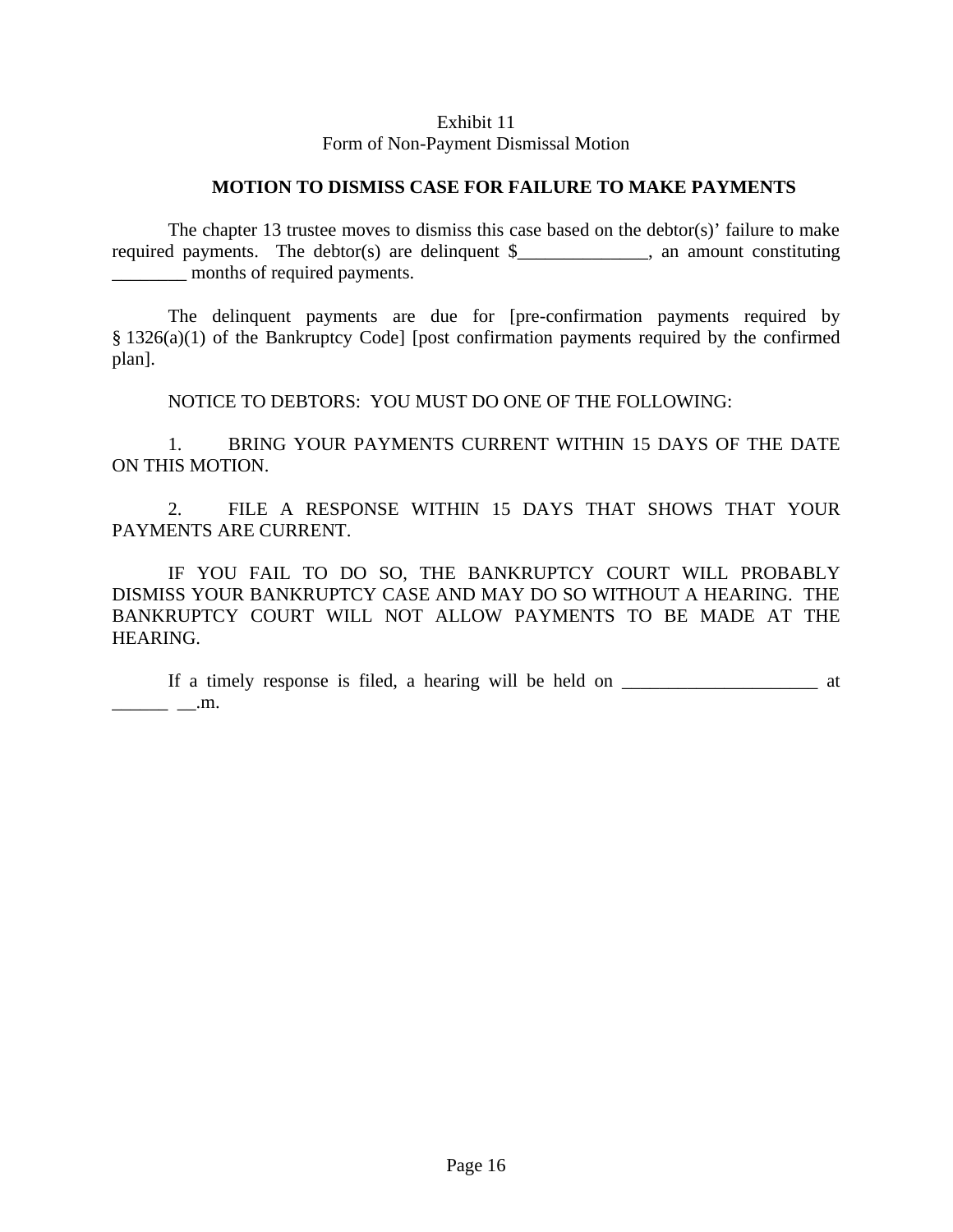Exhibit 11
Form of Non-Payment Dismissal Motion

**MOTION TO DISMISS CASE FOR FAILURE TO MAKE PAYMENTS**

The chapter 13 trustee moves to dismiss this case based on the debtor(s)' failure to make required payments. The debtor(s) are delinquent $______________, an amount constituting ________ months of required payments.

The delinquent payments are due for [pre-confirmation payments required by § 1326(a)(1) of the Bankruptcy Code] [post confirmation payments required by the confirmed plan].

NOTICE TO DEBTORS: YOU MUST DO ONE OF THE FOLLOWING:

1. BRING YOUR PAYMENTS CURRENT WITHIN 15 DAYS OF THE DATE ON THIS MOTION.

2. FILE A RESPONSE WITHIN 15 DAYS THAT SHOWS THAT YOUR PAYMENTS ARE CURRENT.

IF YOU FAIL TO DO SO, THE BANKRUPTCY COURT WILL PROBABLY DISMISS YOUR BANKRUPTCY CASE AND MAY DO SO WITHOUT A HEARING. THE BANKRUPTCY COURT WILL NOT ALLOW PAYMENTS TO BE MADE AT THE HEARING.

If a timely response is filed, a hearing will be held on _____________________ at ______ __.m.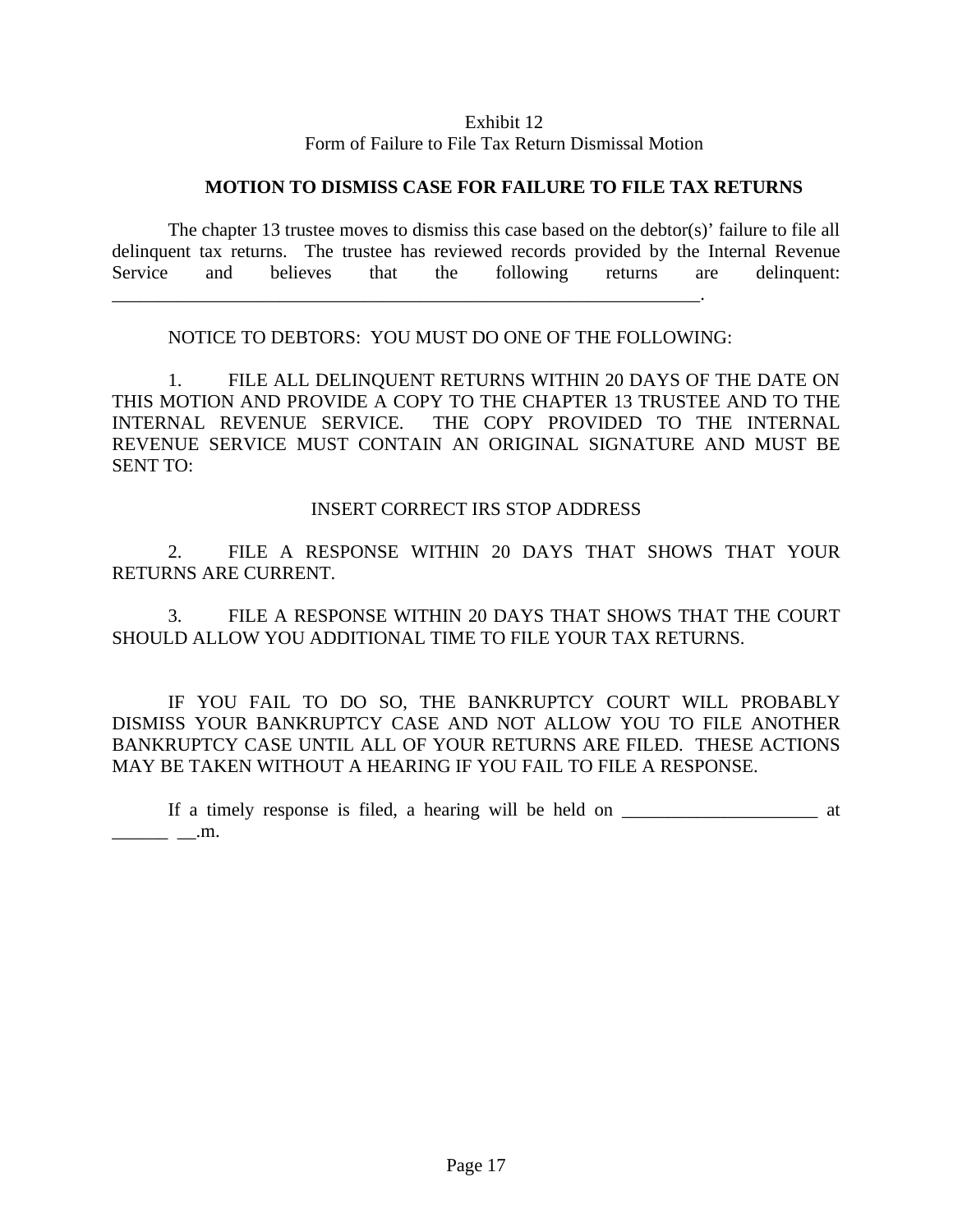Exhibit 12
Form of Failure to File Tax Return Dismissal Motion

**MOTION TO DISMISS CASE FOR FAILURE TO FILE TAX RETURNS**

The chapter 13 trustee moves to dismiss this case based on the debtor(s)' failure to file all delinquent tax returns. The trustee has reviewed records provided by the Internal Revenue Service and believes that the following returns are delinquent: ________________________________________________________________.

NOTICE TO DEBTORS: YOU MUST DO ONE OF THE FOLLOWING:

1. FILE ALL DELINQUENT RETURNS WITHIN 20 DAYS OF THE DATE ON THIS MOTION AND PROVIDE A COPY TO THE CHAPTER 13 TRUSTEE AND TO THE INTERNAL REVENUE SERVICE. THE COPY PROVIDED TO THE INTERNAL REVENUE SERVICE MUST CONTAIN AN ORIGINAL SIGNATURE AND MUST BE SENT TO:

INSERT CORRECT IRS STOP ADDRESS

2. FILE A RESPONSE WITHIN 20 DAYS THAT SHOWS THAT YOUR RETURNS ARE CURRENT.

3. FILE A RESPONSE WITHIN 20 DAYS THAT SHOWS THAT THE COURT SHOULD ALLOW YOU ADDITIONAL TIME TO FILE YOUR TAX RETURNS.

IF YOU FAIL TO DO SO, THE BANKRUPTCY COURT WILL PROBABLY DISMISS YOUR BANKRUPTCY CASE AND NOT ALLOW YOU TO FILE ANOTHER BANKRUPTCY CASE UNTIL ALL OF YOUR RETURNS ARE FILED. THESE ACTIONS MAY BE TAKEN WITHOUT A HEARING IF YOU FAIL TO FILE A RESPONSE.

If a timely response is filed, a hearing will be held on _____________________ at ______ __.m.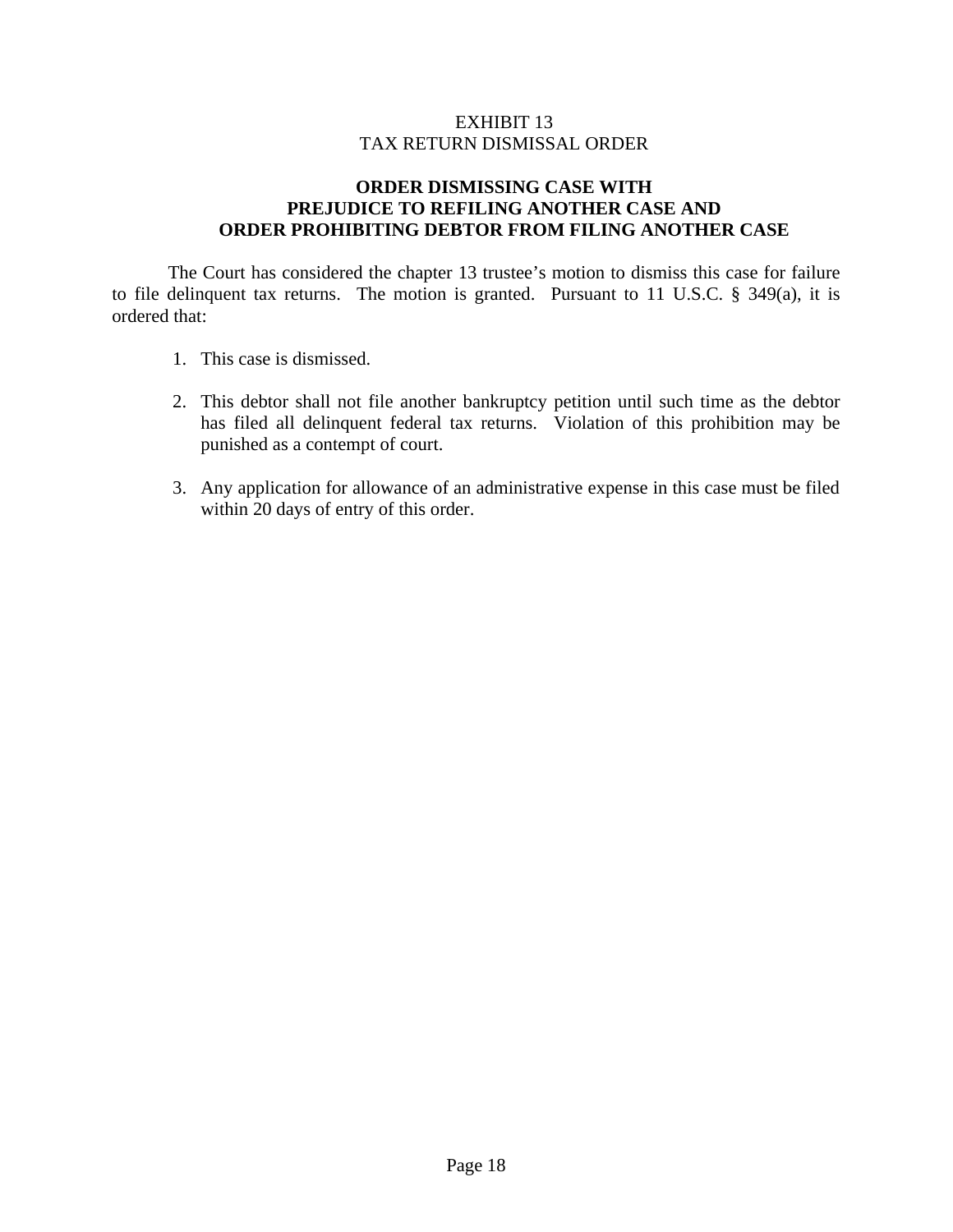EXHIBIT 13
TAX RETURN DISMISSAL ORDER

**ORDER DISMISSING CASE WITH PREJUDICE TO REFILING ANOTHER CASE AND ORDER PROHIBITING DEBTOR FROM FILING ANOTHER CASE**

The Court has considered the chapter 13 trustee's motion to dismiss this case for failure to file delinquent tax returns. The motion is granted. Pursuant to 11 U.S.C. § 349(a), it is ordered that:

1. This case is dismissed.

2. This debtor shall not file another bankruptcy petition until such time as the debtor has filed all delinquent federal tax returns. Violation of this prohibition may be punished as a contempt of court.

3. Any application for allowance of an administrative expense in this case must be filed within 20 days of entry of this order.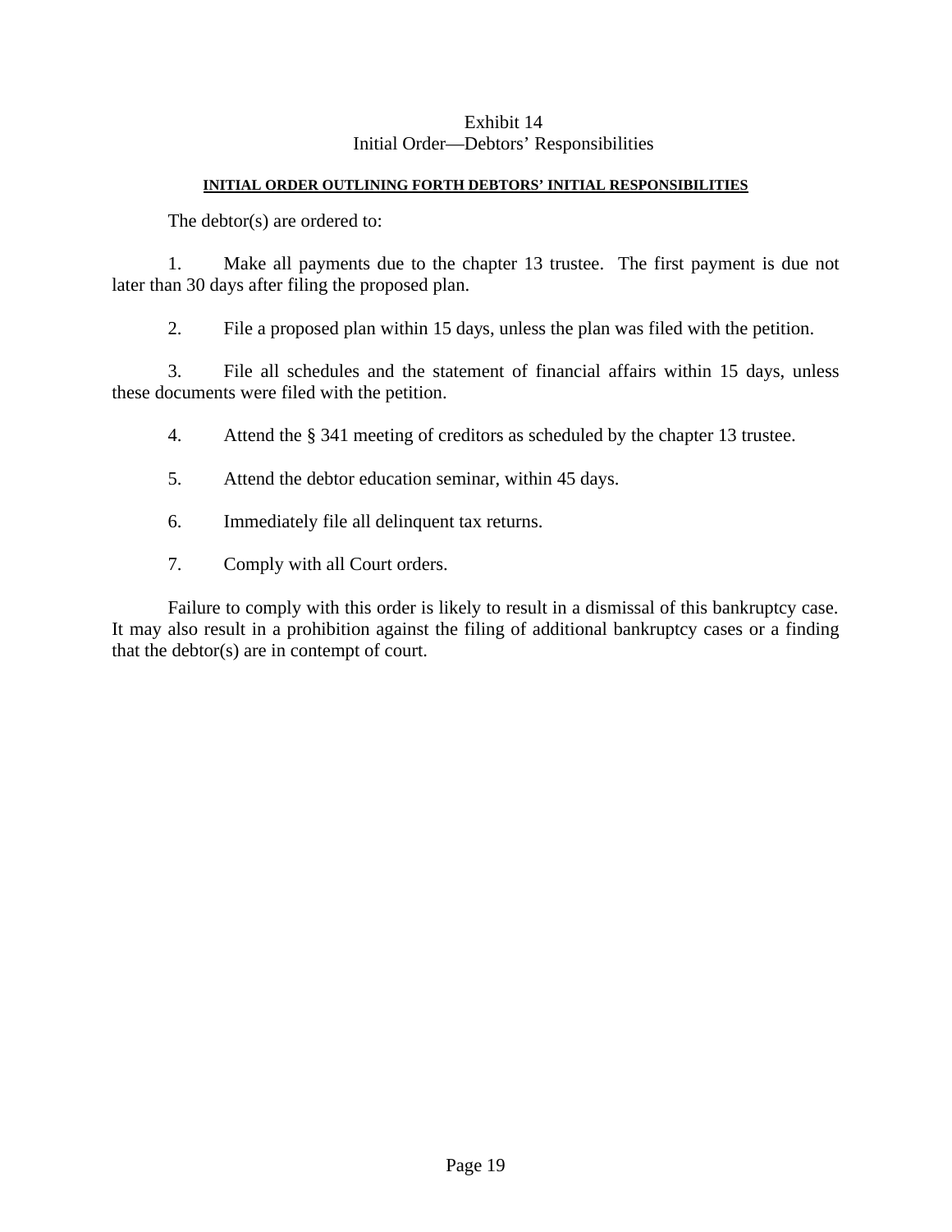Exhibit 14
Initial Order—Debtors' Responsibilities

**INITIAL ORDER OUTLINING FORTH DEBTORS' INITIAL RESPONSIBILITIES**

The debtor(s) are ordered to:

1. Make all payments due to the chapter 13 trustee. The first payment is due not later than 30 days after filing the proposed plan.

2. File a proposed plan within 15 days, unless the plan was filed with the petition.

3. File all schedules and the statement of financial affairs within 15 days, unless these documents were filed with the petition.

4. Attend the § 341 meeting of creditors as scheduled by the chapter 13 trustee.

5. Attend the debtor education seminar, within 45 days.

6. Immediately file all delinquent tax returns.

7. Comply with all Court orders.

Failure to comply with this order is likely to result in a dismissal of this bankruptcy case. It may also result in a prohibition against the filing of additional bankruptcy cases or a finding that the debtor(s) are in contempt of court.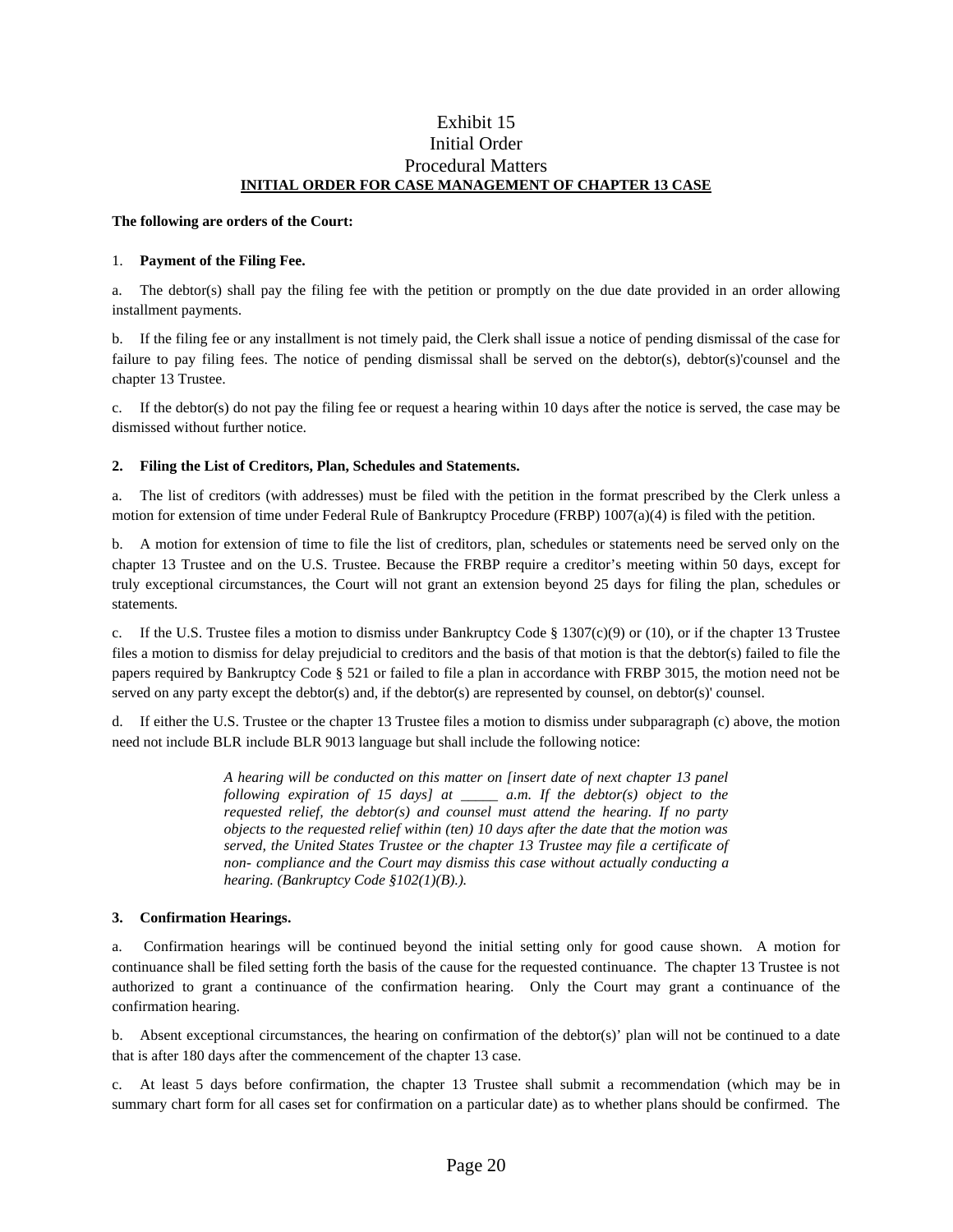# Exhibit 15
# Initial Order
# Procedural Matters

**INITIAL ORDER FOR CASE MANAGEMENT OF CHAPTER 13 CASE**

**The following are orders of the Court:**

1. **Payment of the Filing Fee.**

a. The debtor(s) shall pay the filing fee with the petition or promptly on the due date provided in an order allowing installment payments.

b. If the filing fee or any installment is not timely paid, the Clerk shall issue a notice of pending dismissal of the case for failure to pay filing fees. The notice of pending dismissal shall be served on the debtor(s), debtor(s)'counsel and the chapter 13 Trustee.

c. If the debtor(s) do not pay the filing fee or request a hearing within 10 days after the notice is served, the case may be dismissed without further notice.

**2. Filing the List of Creditors, Plan, Schedules and Statements.**

a. The list of creditors (with addresses) must be filed with the petition in the format prescribed by the Clerk unless a motion for extension of time under Federal Rule of Bankruptcy Procedure (FRBP) 1007(a)(4) is filed with the petition.

b. A motion for extension of time to file the list of creditors, plan, schedules or statements need be served only on the chapter 13 Trustee and on the U.S. Trustee. Because the FRBP require a creditor's meeting within 50 days, except for truly exceptional circumstances, the Court will not grant an extension beyond 25 days for filing the plan, schedules or statements.

c. If the U.S. Trustee files a motion to dismiss under Bankruptcy Code § 1307(c)(9) or (10), or if the chapter 13 Trustee files a motion to dismiss for delay prejudicial to creditors and the basis of that motion is that the debtor(s) failed to file the papers required by Bankruptcy Code § 521 or failed to file a plan in accordance with FRBP 3015, the motion need not be served on any party except the debtor(s) and, if the debtor(s) are represented by counsel, on debtor(s)' counsel.

d. If either the U.S. Trustee or the chapter 13 Trustee files a motion to dismiss under subparagraph (c) above, the motion need not include BLR include BLR 9013 language but shall include the following notice:

> *A hearing will be conducted on this matter on [insert date of next chapter 13 panel following expiration of 15 days] at _____ a.m. If the debtor(s) object to the requested relief, the debtor(s) and counsel must attend the hearing. If no party objects to the requested relief within (ten) 10 days after the date that the motion was served, the United States Trustee or the chapter 13 Trustee may file a certificate of non- compliance and the Court may dismiss this case without actually conducting a hearing. (Bankruptcy Code §102(1)(B).).*

**3. Confirmation Hearings.**

a. Confirmation hearings will be continued beyond the initial setting only for good cause shown. A motion for continuance shall be filed setting forth the basis of the cause for the requested continuance. The chapter 13 Trustee is not authorized to grant a continuance of the confirmation hearing. Only the Court may grant a continuance of the confirmation hearing.

b. Absent exceptional circumstances, the hearing on confirmation of the debtor(s)' plan will not be continued to a date that is after 180 days after the commencement of the chapter 13 case.

c. At least 5 days before confirmation, the chapter 13 Trustee shall submit a recommendation (which may be in summary chart form for all cases set for confirmation on a particular date) as to whether plans should be confirmed. The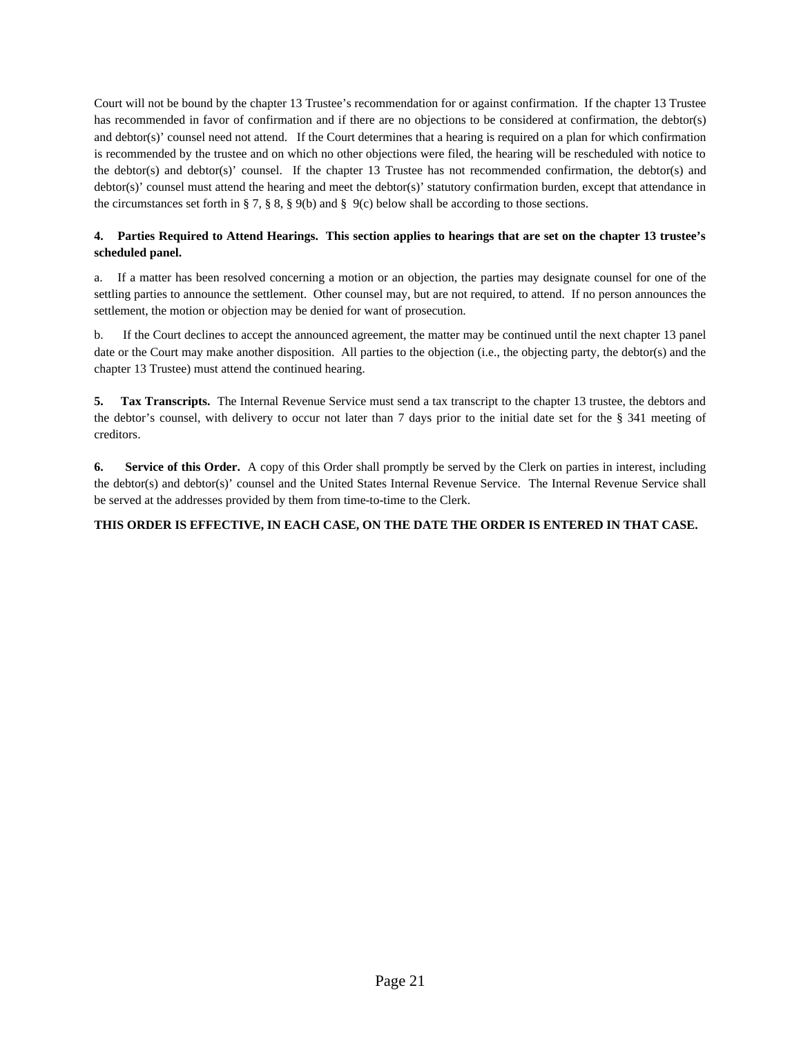Court will not be bound by the chapter 13 Trustee's recommendation for or against confirmation. If the chapter 13 Trustee has recommended in favor of confirmation and if there are no objections to be considered at confirmation, the debtor(s) and debtor(s)' counsel need not attend. If the Court determines that a hearing is required on a plan for which confirmation is recommended by the trustee and on which no other objections were filed, the hearing will be rescheduled with notice to the debtor(s) and debtor(s)' counsel. If the chapter 13 Trustee has not recommended confirmation, the debtor(s) and debtor(s)' counsel must attend the hearing and meet the debtor(s)' statutory confirmation burden, except that attendance in the circumstances set forth in § 7, § 8, § 9(b) and § 9(c) below shall be according to those sections.

**4. Parties Required to Attend Hearings. This section applies to hearings that are set on the chapter 13 trustee's scheduled panel.**

a. If a matter has been resolved concerning a motion or an objection, the parties may designate counsel for one of the settling parties to announce the settlement. Other counsel may, but are not required, to attend. If no person announces the settlement, the motion or objection may be denied for want of prosecution.

b. If the Court declines to accept the announced agreement, the matter may be continued until the next chapter 13 panel date or the Court may make another disposition. All parties to the objection (i.e., the objecting party, the debtor(s) and the chapter 13 Trustee) must attend the continued hearing.

**5. Tax Transcripts.** The Internal Revenue Service must send a tax transcript to the chapter 13 trustee, the debtors and the debtor's counsel, with delivery to occur not later than 7 days prior to the initial date set for the § 341 meeting of creditors.

**6. Service of this Order.** A copy of this Order shall promptly be served by the Clerk on parties in interest, including the debtor(s) and debtor(s)' counsel and the United States Internal Revenue Service. The Internal Revenue Service shall be served at the addresses provided by them from time-to-time to the Clerk.

**THIS ORDER IS EFFECTIVE, IN EACH CASE, ON THE DATE THE ORDER IS ENTERED IN THAT CASE.**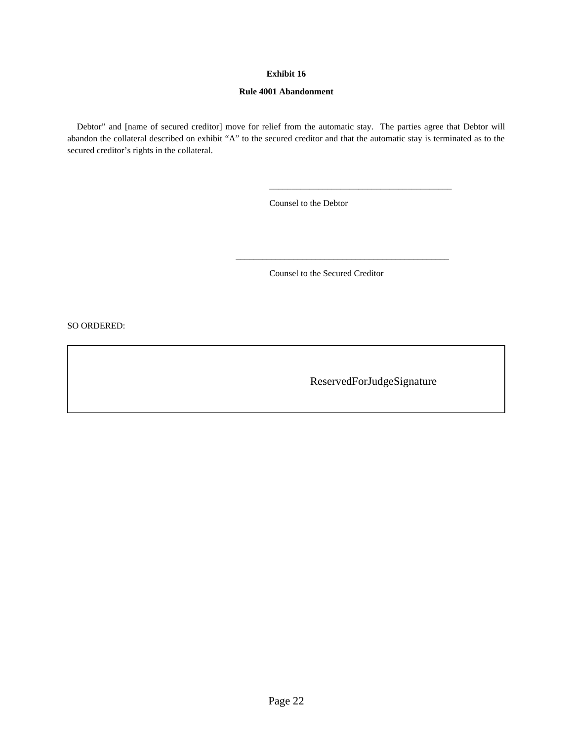**Exhibit 16**

**Rule 4001 Abandonment**

Debtor" and [name of secured creditor] move for relief from the automatic stay. The parties agree that Debtor will abandon the collateral described on exhibit "A" to the secured creditor and that the automatic stay is terminated as to the secured creditor's rights in the collateral.

\_\_\_\_\_\_\_\_\_\_\_\_\_\_\_\_\_\_\_\_\_\_\_\_\_\_\_\_\_\_\_\_\_\_\_\_\_\_\_\_\_\_

Counsel to the Debtor

\_\_\_\_\_\_\_\_\_\_\_\_\_\_\_\_\_\_\_\_\_\_\_\_\_\_\_\_\_\_\_\_\_\_\_\_\_\_\_\_\_\_\_\_\_\_\_\_\_

Counsel to the Secured Creditor

SO ORDERED:

ReservedForJudgeSignature